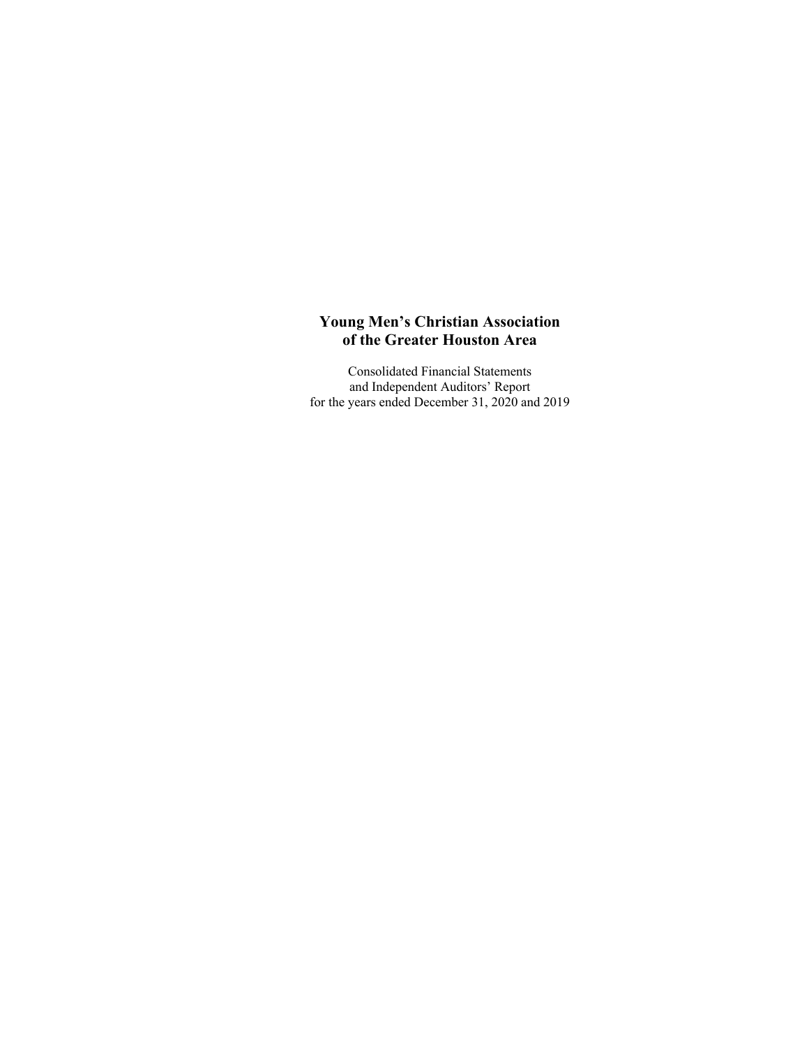# Young Men's Christian Association of the Greater Houston Area

Consolidated Financial Statements
and Independent Auditors' Report
for the years ended December 31, 2020 and 2019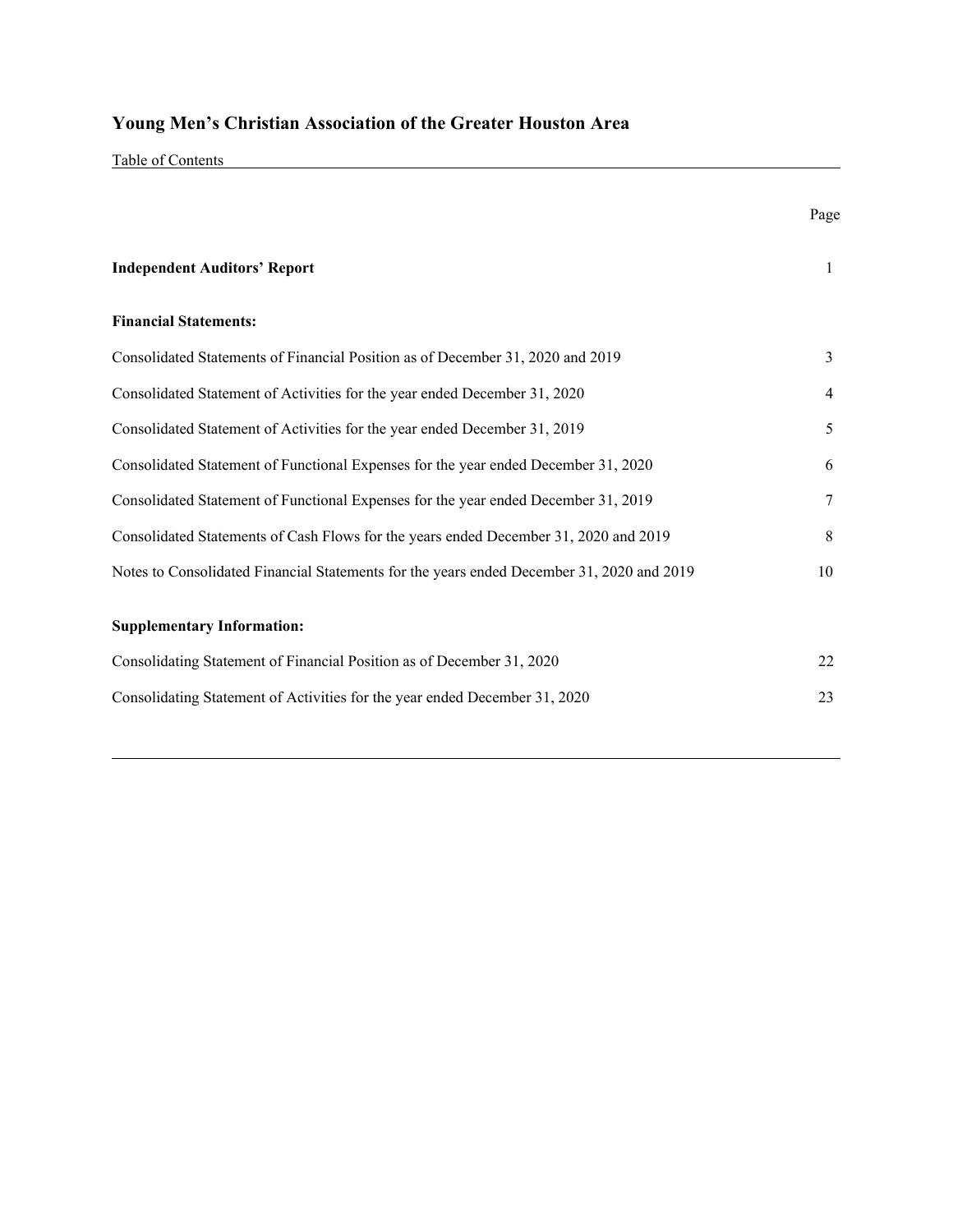# Young Men's Christian Association of the Greater Houston Area

Table of Contents

| | Page |
|---|---|
| **Independent Auditors' Report** | 1 |
| **Financial Statements:** | |
| Consolidated Statements of Financial Position as of December 31, 2020 and 2019 | 3 |
| Consolidated Statement of Activities for the year ended December 31, 2020 | 4 |
| Consolidated Statement of Activities for the year ended December 31, 2019 | 5 |
| Consolidated Statement of Functional Expenses for the year ended December 31, 2020 | 6 |
| Consolidated Statement of Functional Expenses for the year ended December 31, 2019 | 7 |
| Consolidated Statements of Cash Flows for the years ended December 31, 2020 and 2019 | 8 |
| Notes to Consolidated Financial Statements for the years ended December 31, 2020 and 2019 | 10 |
| **Supplementary Information:** | |
| Consolidating Statement of Financial Position as of December 31, 2020 | 22 |
| Consolidating Statement of Activities for the year ended December 31, 2020 | 23 |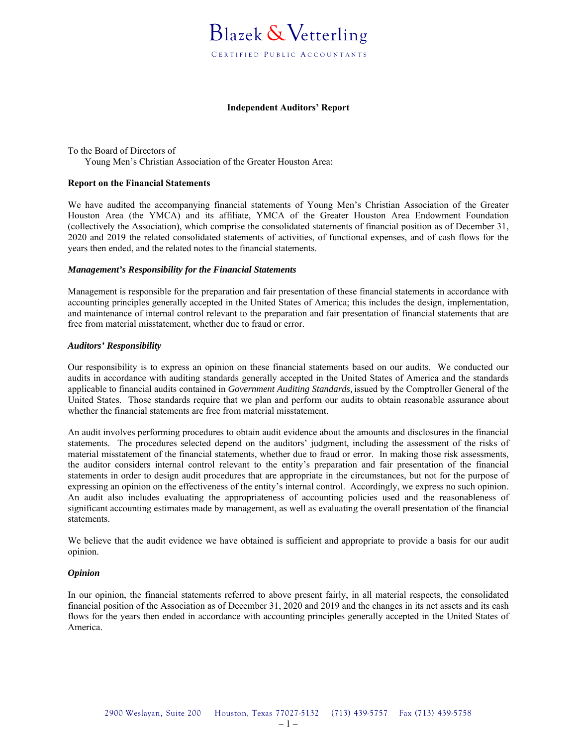Blazek & Vetterling

CERTIFIED PUBLIC ACCOUNTANTS

**Independent Auditors' Report**

To the Board of Directors of
Young Men's Christian Association of the Greater Houston Area:

**Report on the Financial Statements**

We have audited the accompanying financial statements of Young Men's Christian Association of the Greater Houston Area (the YMCA) and its affiliate, YMCA of the Greater Houston Area Endowment Foundation (collectively the Association), which comprise the consolidated statements of financial position as of December 31, 2020 and 2019 the related consolidated statements of activities, of functional expenses, and of cash flows for the years then ended, and the related notes to the financial statements.

***Management's Responsibility for the Financial Statements***

Management is responsible for the preparation and fair presentation of these financial statements in accordance with accounting principles generally accepted in the United States of America; this includes the design, implementation, and maintenance of internal control relevant to the preparation and fair presentation of financial statements that are free from material misstatement, whether due to fraud or error.

***Auditors' Responsibility***

Our responsibility is to express an opinion on these financial statements based on our audits. We conducted our audits in accordance with auditing standards generally accepted in the United States of America and the standards applicable to financial audits contained in *Government Auditing Standards,* issued by the Comptroller General of the United States. Those standards require that we plan and perform our audits to obtain reasonable assurance about whether the financial statements are free from material misstatement.

An audit involves performing procedures to obtain audit evidence about the amounts and disclosures in the financial statements. The procedures selected depend on the auditors' judgment, including the assessment of the risks of material misstatement of the financial statements, whether due to fraud or error. In making those risk assessments, the auditor considers internal control relevant to the entity's preparation and fair presentation of the financial statements in order to design audit procedures that are appropriate in the circumstances, but not for the purpose of expressing an opinion on the effectiveness of the entity's internal control. Accordingly, we express no such opinion. An audit also includes evaluating the appropriateness of accounting policies used and the reasonableness of significant accounting estimates made by management, as well as evaluating the overall presentation of the financial statements.

We believe that the audit evidence we have obtained is sufficient and appropriate to provide a basis for our audit opinion.

***Opinion***

In our opinion, the financial statements referred to above present fairly, in all material respects, the consolidated financial position of the Association as of December 31, 2020 and 2019 and the changes in its net assets and its cash flows for the years then ended in accordance with accounting principles generally accepted in the United States of America.

2900 Weslayan, Suite 200 Houston, Texas 77027-5132 (713) 439-5757 Fax (713) 439-5758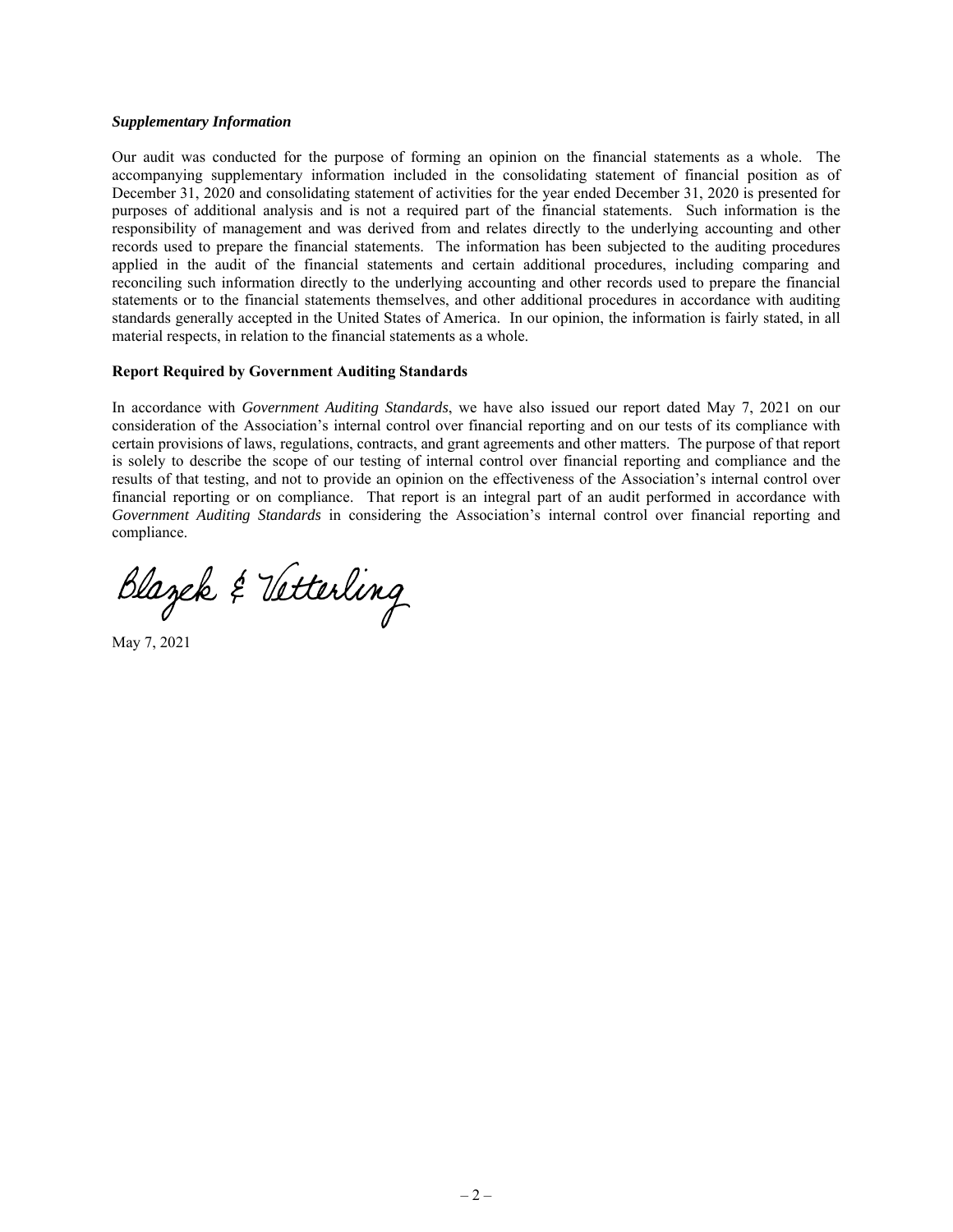### *Supplementary Information*

Our audit was conducted for the purpose of forming an opinion on the financial statements as a whole. The accompanying supplementary information included in the consolidating statement of financial position as of December 31, 2020 and consolidating statement of activities for the year ended December 31, 2020 is presented for purposes of additional analysis and is not a required part of the financial statements. Such information is the responsibility of management and was derived from and relates directly to the underlying accounting and other records used to prepare the financial statements. The information has been subjected to the auditing procedures applied in the audit of the financial statements and certain additional procedures, including comparing and reconciling such information directly to the underlying accounting and other records used to prepare the financial statements or to the financial statements themselves, and other additional procedures in accordance with auditing standards generally accepted in the United States of America. In our opinion, the information is fairly stated, in all material respects, in relation to the financial statements as a whole.

### **Report Required by Government Auditing Standards**

In accordance with *Government Auditing Standards*, we have also issued our report dated May 7, 2021 on our consideration of the Association's internal control over financial reporting and on our tests of its compliance with certain provisions of laws, regulations, contracts, and grant agreements and other matters. The purpose of that report is solely to describe the scope of our testing of internal control over financial reporting and compliance and the results of that testing, and not to provide an opinion on the effectiveness of the Association's internal control over financial reporting or on compliance. That report is an integral part of an audit performed in accordance with *Government Auditing Standards* in considering the Association's internal control over financial reporting and compliance.

Blazek & Vetterling

May 7, 2021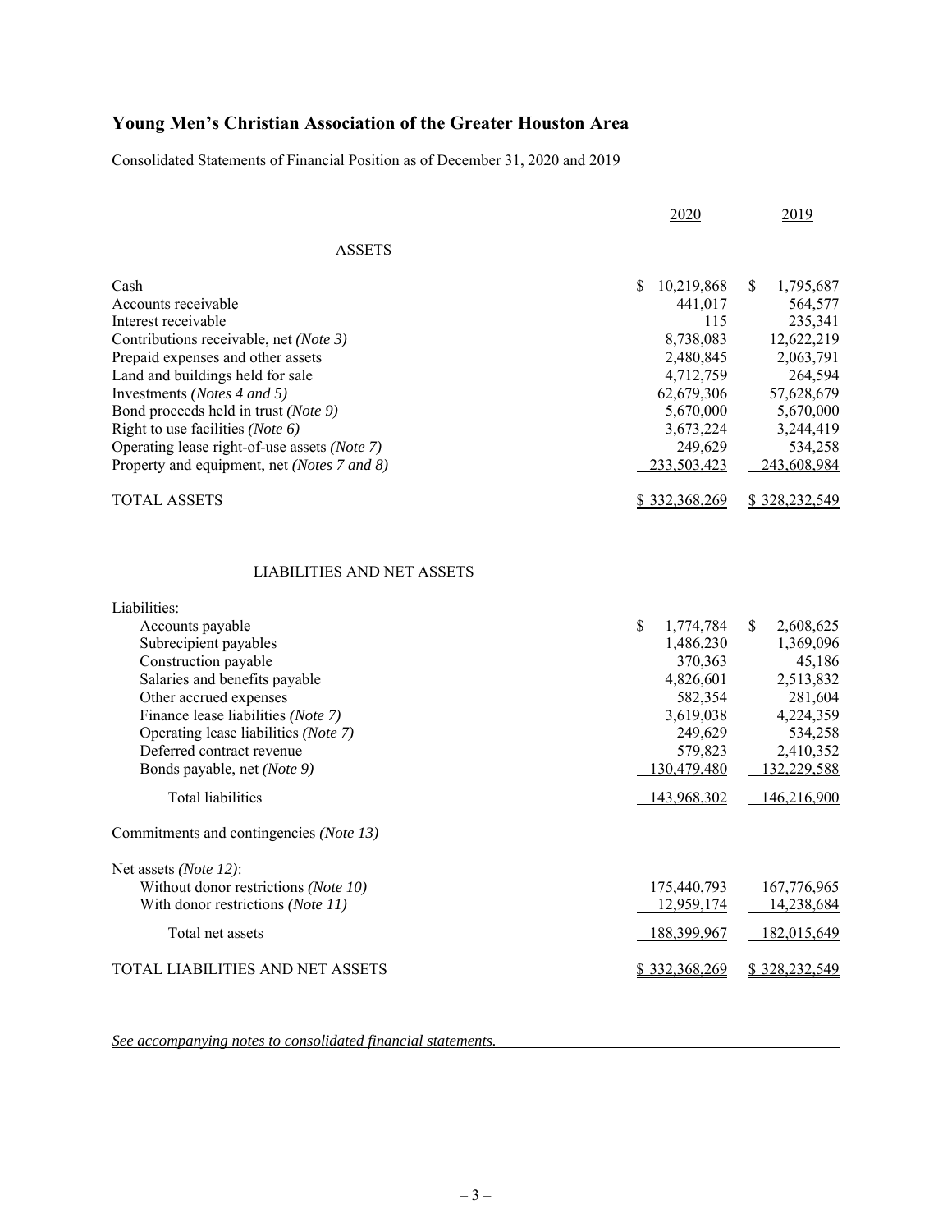# Young Men's Christian Association of the Greater Houston Area

Consolidated Statements of Financial Position as of December 31, 2020 and 2019

| | 2020 | 2019 |
|---|---|---|
| ASSETS | | |
| Cash | $ 10,219,868 | $ 1,795,687 |
| Accounts receivable | 441,017 | 564,577 |
| Interest receivable | 115 | 235,341 |
| Contributions receivable, net *(Note 3)* | 8,738,083 | 12,622,219 |
| Prepaid expenses and other assets | 2,480,845 | 2,063,791 |
| Land and buildings held for sale | 4,712,759 | 264,594 |
| Investments *(Notes 4 and 5)* | 62,679,306 | 57,628,679 |
| Bond proceeds held in trust *(Note 9)* | 5,670,000 | 5,670,000 |
| Right to use facilities *(Note 6)* | 3,673,224 | 3,244,419 |
| Operating lease right-of-use assets *(Note 7)* | 249,629 | 534,258 |
| Property and equipment, net *(Notes 7 and 8)* | 233,503,423 | 243,608,984 |
| TOTAL ASSETS | $ 332,368,269 | $ 328,232,549 |
| LIABILITIES AND NET ASSETS | | |
| Liabilities: | | |
| Accounts payable | $ 1,774,784 | $ 2,608,625 |
| Subrecipient payables | 1,486,230 | 1,369,096 |
| Construction payable | 370,363 | 45,186 |
| Salaries and benefits payable | 4,826,601 | 2,513,832 |
| Other accrued expenses | 582,354 | 281,604 |
| Finance lease liabilities *(Note 7)* | 3,619,038 | 4,224,359 |
| Operating lease liabilities *(Note 7)* | 249,629 | 534,258 |
| Deferred contract revenue | 579,823 | 2,410,352 |
| Bonds payable, net *(Note 9)* | 130,479,480 | 132,229,588 |
| Total liabilities | 143,968,302 | 146,216,900 |
| Commitments and contingencies *(Note 13)* | | |
| Net assets *(Note 12)*: | | |
| Without donor restrictions *(Note 10)* | 175,440,793 | 167,776,965 |
| With donor restrictions *(Note 11)* | 12,959,174 | 14,238,684 |
| Total net assets | 188,399,967 | 182,015,649 |
| TOTAL LIABILITIES AND NET ASSETS | $ 332,368,269 | $ 328,232,549 |

*See accompanying notes to consolidated financial statements.*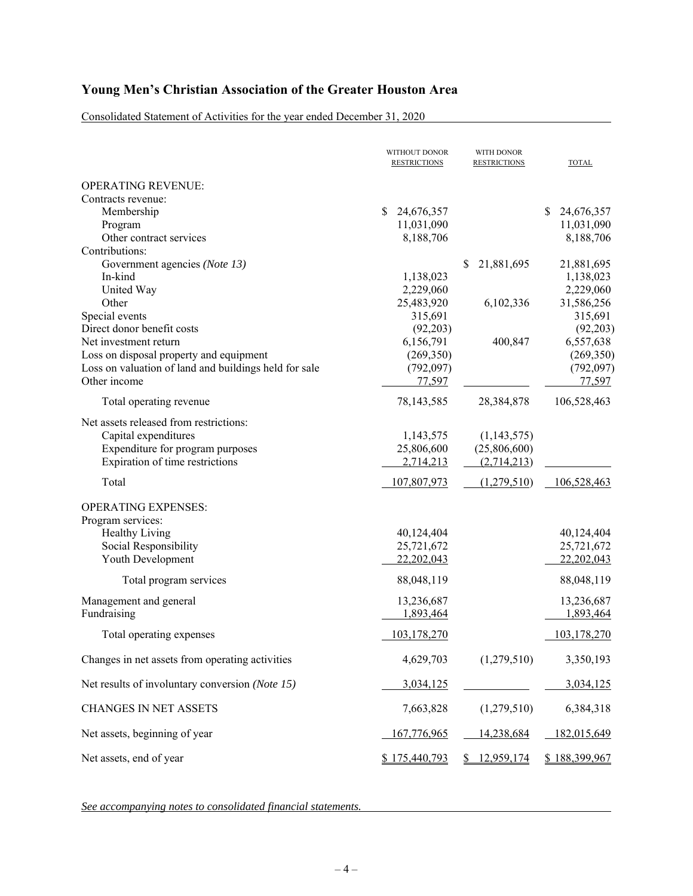# Young Men's Christian Association of the Greater Houston Area

Consolidated Statement of Activities for the year ended December 31, 2020

| | WITHOUT DONOR RESTRICTIONS | WITH DONOR RESTRICTIONS | TOTAL |
|---|---|---|---|
| OPERATING REVENUE: | | | |
| Contracts revenue: | | | |
| Membership | $ 24,676,357 | | $ 24,676,357 |
| Program | 11,031,090 | | 11,031,090 |
| Other contract services | 8,188,706 | | 8,188,706 |
| Contributions: | | | |
| Government agencies *(Note 13)* | | $ 21,881,695 | 21,881,695 |
| In-kind | 1,138,023 | | 1,138,023 |
| United Way | 2,229,060 | | 2,229,060 |
| Other | 25,483,920 | 6,102,336 | 31,586,256 |
| Special events | 315,691 | | 315,691 |
| Direct donor benefit costs | (92,203) | | (92,203) |
| Net investment return | 6,156,791 | 400,847 | 6,557,638 |
| Loss on disposal property and equipment | (269,350) | | (269,350) |
| Loss on valuation of land and buildings held for sale | (792,097) | | (792,097) |
| Other income | 77,597 | | 77,597 |
| Total operating revenue | 78,143,585 | 28,384,878 | 106,528,463 |
| Net assets released from restrictions: | | | |
| Capital expenditures | 1,143,575 | (1,143,575) | |
| Expenditure for program purposes | 25,806,600 | (25,806,600) | |
| Expiration of time restrictions | 2,714,213 | (2,714,213) | |
| Total | 107,807,973 | (1,279,510) | 106,528,463 |
| OPERATING EXPENSES: | | | |
| Program services: | | | |
| Healthy Living | 40,124,404 | | 40,124,404 |
| Social Responsibility | 25,721,672 | | 25,721,672 |
| Youth Development | 22,202,043 | | 22,202,043 |
| Total program services | 88,048,119 | | 88,048,119 |
| Management and general | 13,236,687 | | 13,236,687 |
| Fundraising | 1,893,464 | | 1,893,464 |
| Total operating expenses | 103,178,270 | | 103,178,270 |
| Changes in net assets from operating activities | 4,629,703 | (1,279,510) | 3,350,193 |
| Net results of involuntary conversion *(Note 15)* | 3,034,125 | | 3,034,125 |
| CHANGES IN NET ASSETS | 7,663,828 | (1,279,510) | 6,384,318 |
| Net assets, beginning of year | 167,776,965 | 14,238,684 | 182,015,649 |
| Net assets, end of year | $ 175,440,793 | $ 12,959,174 | $ 188,399,967 |

*See accompanying notes to consolidated financial statements.*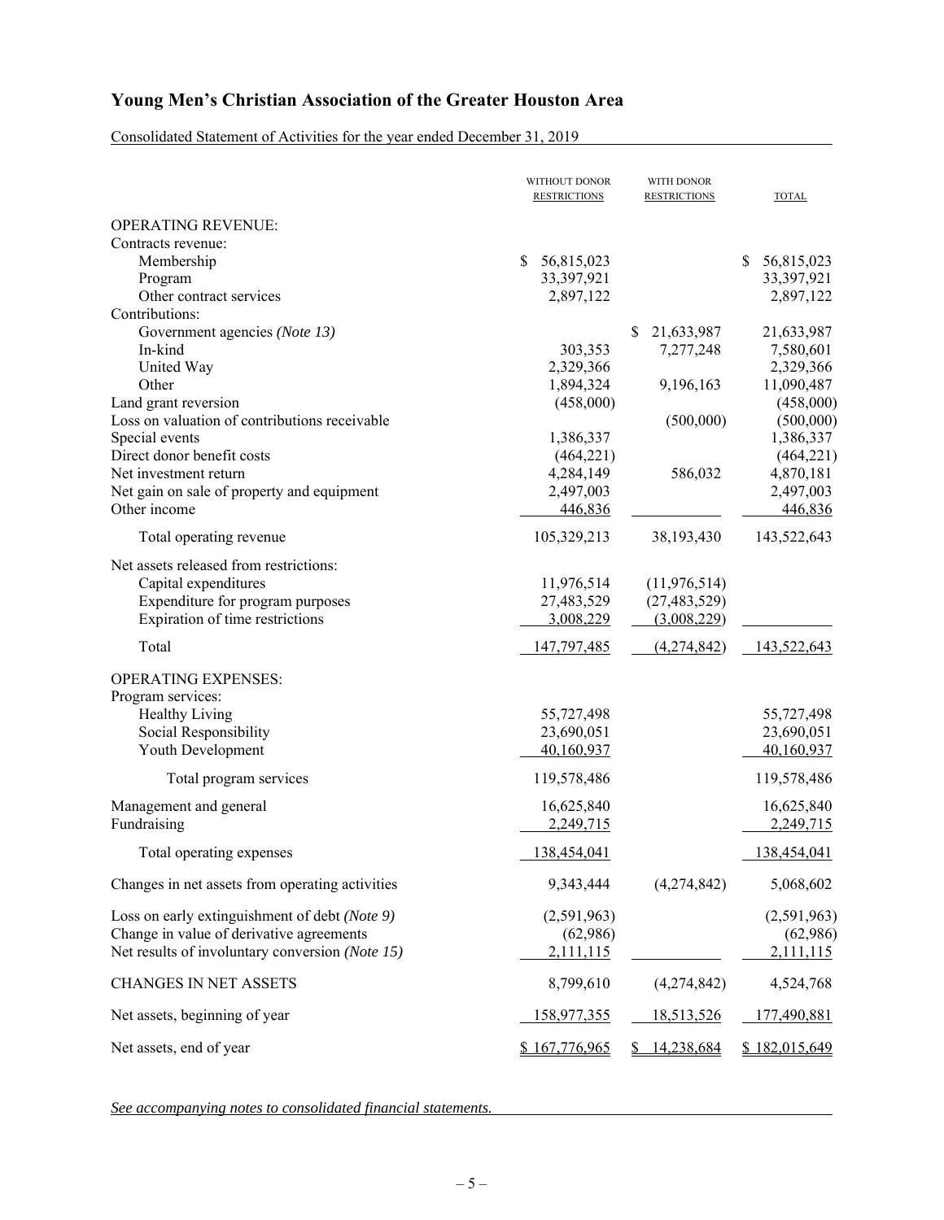# Young Men's Christian Association of the Greater Houston Area

Consolidated Statement of Activities for the year ended December 31, 2019

| | WITHOUT DONOR RESTRICTIONS | WITH DONOR RESTRICTIONS | TOTAL |
|---|---|---|---|
| OPERATING REVENUE: | | | |
| Contracts revenue: | | | |
| Membership | $ 56,815,023 | | $ 56,815,023 |
| Program | 33,397,921 | | 33,397,921 |
| Other contract services | 2,897,122 | | 2,897,122 |
| Contributions: | | | |
| Government agencies *(Note 13)* | | $ 21,633,987 | 21,633,987 |
| In-kind | 303,353 | 7,277,248 | 7,580,601 |
| United Way | 2,329,366 | | 2,329,366 |
| Other | 1,894,324 | 9,196,163 | 11,090,487 |
| Land grant reversion | (458,000) | | (458,000) |
| Loss on valuation of contributions receivable | | (500,000) | (500,000) |
| Special events | 1,386,337 | | 1,386,337 |
| Direct donor benefit costs | (464,221) | | (464,221) |
| Net investment return | 4,284,149 | 586,032 | 4,870,181 |
| Net gain on sale of property and equipment | 2,497,003 | | 2,497,003 |
| Other income | 446,836 | | 446,836 |
| Total operating revenue | 105,329,213 | 38,193,430 | 143,522,643 |
| Net assets released from restrictions: | | | |
| Capital expenditures | 11,976,514 | (11,976,514) | |
| Expenditure for program purposes | 27,483,529 | (27,483,529) | |
| Expiration of time restrictions | 3,008,229 | (3,008,229) | |
| Total | 147,797,485 | (4,274,842) | 143,522,643 |
| OPERATING EXPENSES: | | | |
| Program services: | | | |
| Healthy Living | 55,727,498 | | 55,727,498 |
| Social Responsibility | 23,690,051 | | 23,690,051 |
| Youth Development | 40,160,937 | | 40,160,937 |
| Total program services | 119,578,486 | | 119,578,486 |
| Management and general | 16,625,840 | | 16,625,840 |
| Fundraising | 2,249,715 | | 2,249,715 |
| Total operating expenses | 138,454,041 | | 138,454,041 |
| Changes in net assets from operating activities | 9,343,444 | (4,274,842) | 5,068,602 |
| Loss on early extinguishment of debt *(Note 9)* | (2,591,963) | | (2,591,963) |
| Change in value of derivative agreements | (62,986) | | (62,986) |
| Net results of involuntary conversion *(Note 15)* | 2,111,115 | | 2,111,115 |
| CHANGES IN NET ASSETS | 8,799,610 | (4,274,842) | 4,524,768 |
| Net assets, beginning of year | 158,977,355 | 18,513,526 | 177,490,881 |
| Net assets, end of year | $ 167,776,965 | $ 14,238,684 | $ 182,015,649 |

*See accompanying notes to consolidated financial statements.*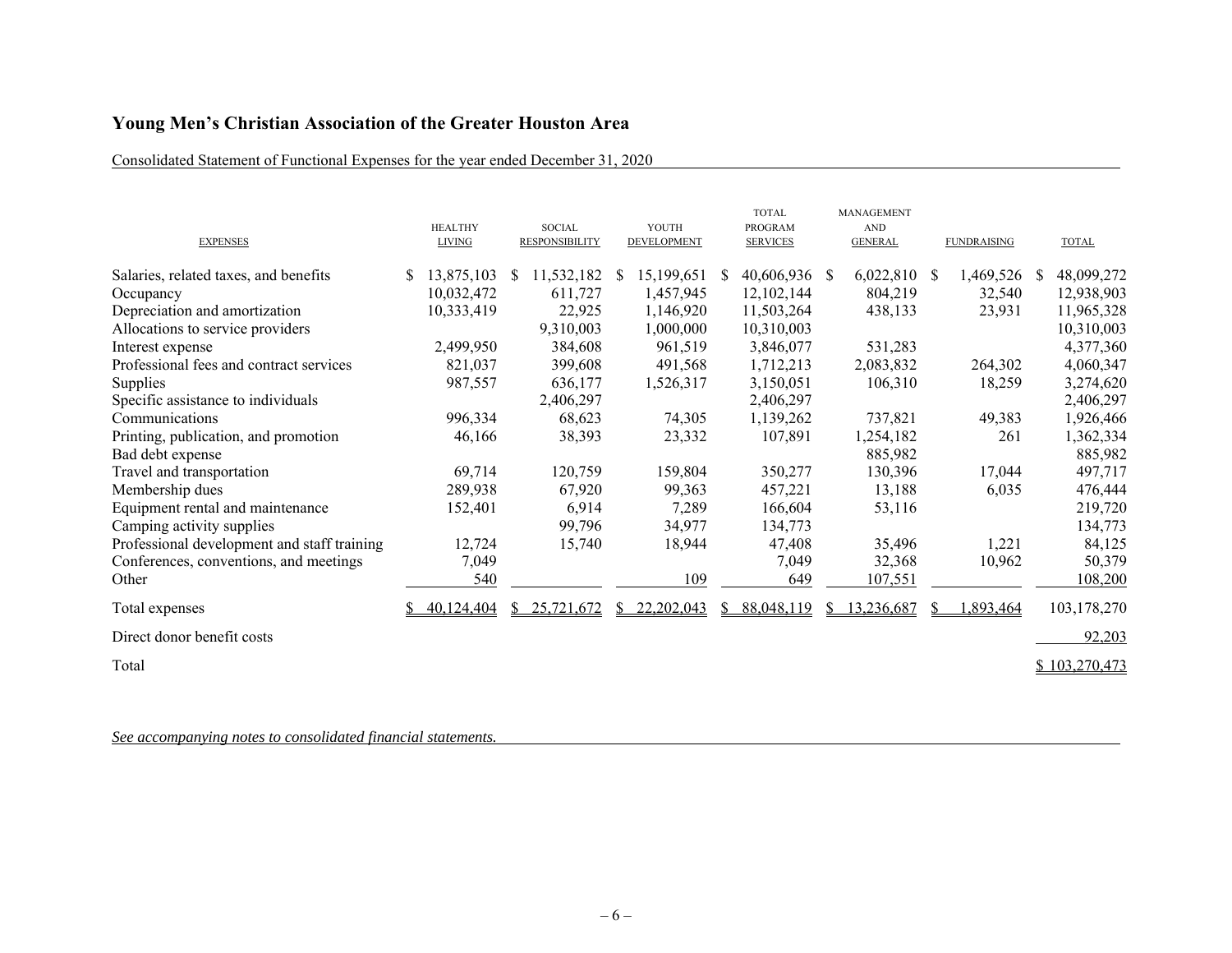# Young Men's Christian Association of the Greater Houston Area

Consolidated Statement of Functional Expenses for the year ended December 31, 2020

| EXPENSES | HEALTHY LIVING | SOCIAL RESPONSIBILITY | YOUTH DEVELOPMENT | TOTAL PROGRAM SERVICES | MANAGEMENT AND GENERAL | FUNDRAISING | TOTAL |
|---|---|---|---|---|---|---|---|
| Salaries, related taxes, and benefits | $ 13,875,103 | $ 11,532,182 | $ 15,199,651 | $ 40,606,936 | $ 6,022,810 | $ 1,469,526 | $ 48,099,272 |
| Occupancy | 10,032,472 | 611,727 | 1,457,945 | 12,102,144 | 804,219 | 32,540 | 12,938,903 |
| Depreciation and amortization | 10,333,419 | 22,925 | 1,146,920 | 11,503,264 | 438,133 | 23,931 | 11,965,328 |
| Allocations to service providers | | 9,310,003 | 1,000,000 | 10,310,003 | | | 10,310,003 |
| Interest expense | 2,499,950 | 384,608 | 961,519 | 3,846,077 | 531,283 | | 4,377,360 |
| Professional fees and contract services | 821,037 | 399,608 | 491,568 | 1,712,213 | 2,083,832 | 264,302 | 4,060,347 |
| Supplies | 987,557 | 636,177 | 1,526,317 | 3,150,051 | 106,310 | 18,259 | 3,274,620 |
| Specific assistance to individuals | | 2,406,297 | | 2,406,297 | | | 2,406,297 |
| Communications | 996,334 | 68,623 | 74,305 | 1,139,262 | 737,821 | 49,383 | 1,926,466 |
| Printing, publication, and promotion | 46,166 | 38,393 | 23,332 | 107,891 | 1,254,182 | 261 | 1,362,334 |
| Bad debt expense | | | | | 885,982 | | 885,982 |
| Travel and transportation | 69,714 | 120,759 | 159,804 | 350,277 | 130,396 | 17,044 | 497,717 |
| Membership dues | 289,938 | 67,920 | 99,363 | 457,221 | 13,188 | 6,035 | 476,444 |
| Equipment rental and maintenance | 152,401 | 6,914 | 7,289 | 166,604 | 53,116 | | 219,720 |
| Camping activity supplies | | 99,796 | 34,977 | 134,773 | | | 134,773 |
| Professional development and staff training | 12,724 | 15,740 | 18,944 | 47,408 | 35,496 | 1,221 | 84,125 |
| Conferences, conventions, and meetings | 7,049 | | | 7,049 | 32,368 | 10,962 | 50,379 |
| Other | 540 | | 109 | 649 | 107,551 | | 108,200 |
| Total expenses | $ 40,124,404 | $ 25,721,672 | $ 22,202,043 | $ 88,048,119 | $ 13,236,687 | $ 1,893,464 | 103,178,270 |
| Direct donor benefit costs | | | | | | | 92,203 |
| Total | | | | | | | $ 103,270,473 |

*See accompanying notes to consolidated financial statements.*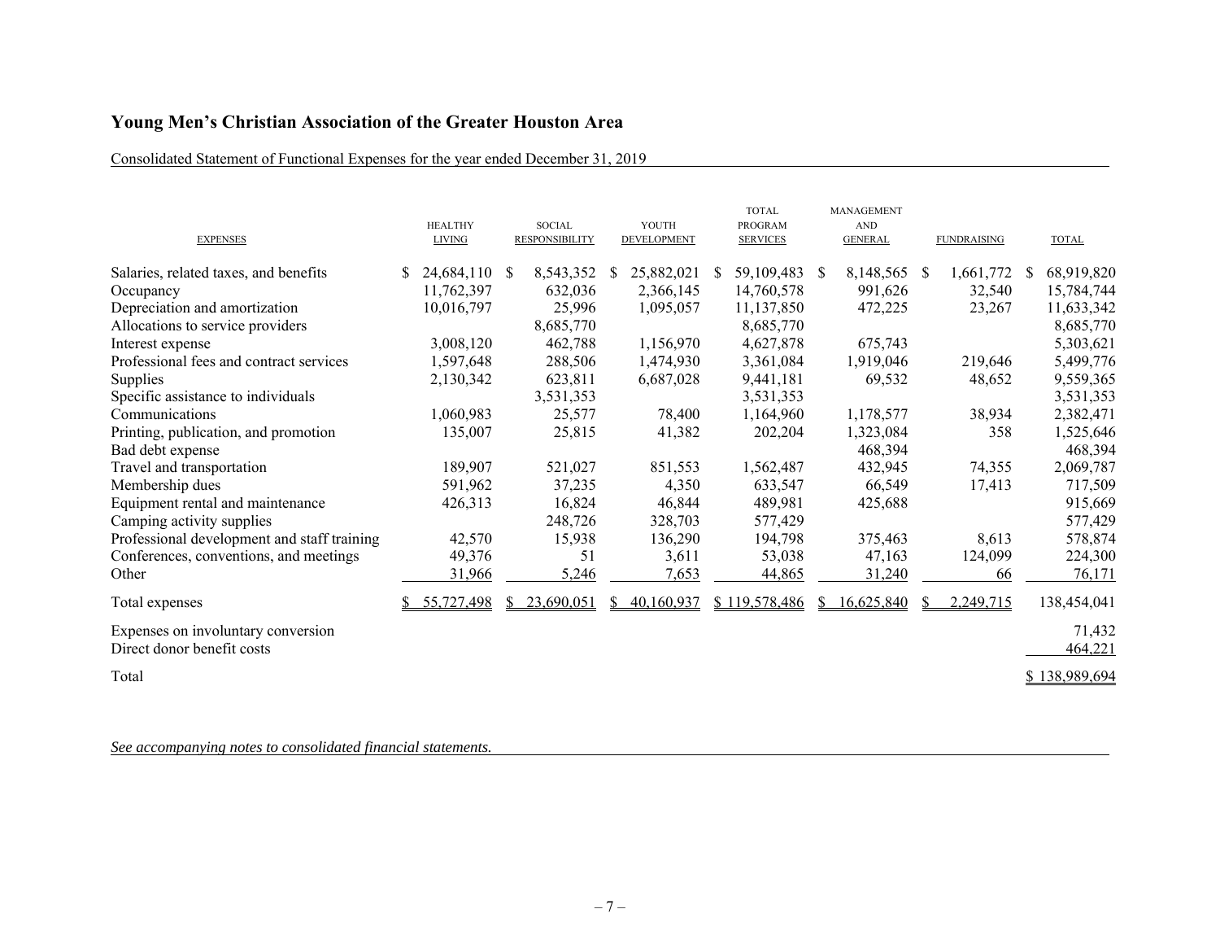# Young Men's Christian Association of the Greater Houston Area

Consolidated Statement of Functional Expenses for the year ended December 31, 2019

| EXPENSES | HEALTHY LIVING | SOCIAL RESPONSIBILITY | YOUTH DEVELOPMENT | TOTAL PROGRAM SERVICES | MANAGEMENT AND GENERAL | FUNDRAISING | TOTAL |
|---|---|---|---|---|---|---|---|
| Salaries, related taxes, and benefits | $ 24,684,110 | $ 8,543,352 | $ 25,882,021 | $ 59,109,483 | $ 8,148,565 | $ 1,661,772 | $ 68,919,820 |
| Occupancy | 11,762,397 | 632,036 | 2,366,145 | 14,760,578 | 991,626 | 32,540 | 15,784,744 |
| Depreciation and amortization | 10,016,797 | 25,996 | 1,095,057 | 11,137,850 | 472,225 | 23,267 | 11,633,342 |
| Allocations to service providers | | 8,685,770 | | 8,685,770 | | | 8,685,770 |
| Interest expense | 3,008,120 | 462,788 | 1,156,970 | 4,627,878 | 675,743 | | 5,303,621 |
| Professional fees and contract services | 1,597,648 | 288,506 | 1,474,930 | 3,361,084 | 1,919,046 | 219,646 | 5,499,776 |
| Supplies | 2,130,342 | 623,811 | 6,687,028 | 9,441,181 | 69,532 | 48,652 | 9,559,365 |
| Specific assistance to individuals | | 3,531,353 | | 3,531,353 | | | 3,531,353 |
| Communications | 1,060,983 | 25,577 | 78,400 | 1,164,960 | 1,178,577 | 38,934 | 2,382,471 |
| Printing, publication, and promotion | 135,007 | 25,815 | 41,382 | 202,204 | 1,323,084 | 358 | 1,525,646 |
| Bad debt expense | | | | | 468,394 | | 468,394 |
| Travel and transportation | 189,907 | 521,027 | 851,553 | 1,562,487 | 432,945 | 74,355 | 2,069,787 |
| Membership dues | 591,962 | 37,235 | 4,350 | 633,547 | 66,549 | 17,413 | 717,509 |
| Equipment rental and maintenance | 426,313 | 16,824 | 46,844 | 489,981 | 425,688 | | 915,669 |
| Camping activity supplies | | 248,726 | 328,703 | 577,429 | | | 577,429 |
| Professional development and staff training | 42,570 | 15,938 | 136,290 | 194,798 | 375,463 | 8,613 | 578,874 |
| Conferences, conventions, and meetings | 49,376 | 51 | 3,611 | 53,038 | 47,163 | 124,099 | 224,300 |
| Other | 31,966 | 5,246 | 7,653 | 44,865 | 31,240 | 66 | 76,171 |
| Total expenses | $ 55,727,498 | $ 23,690,051 | $ 40,160,937 | $ 119,578,486 | $ 16,625,840 | $ 2,249,715 | 138,454,041 |
| Expenses on involuntary conversion | | | | | | | 71,432 |
| Direct donor benefit costs | | | | | | | 464,221 |
| Total | | | | | | | $ 138,989,694 |

*See accompanying notes to consolidated financial statements.*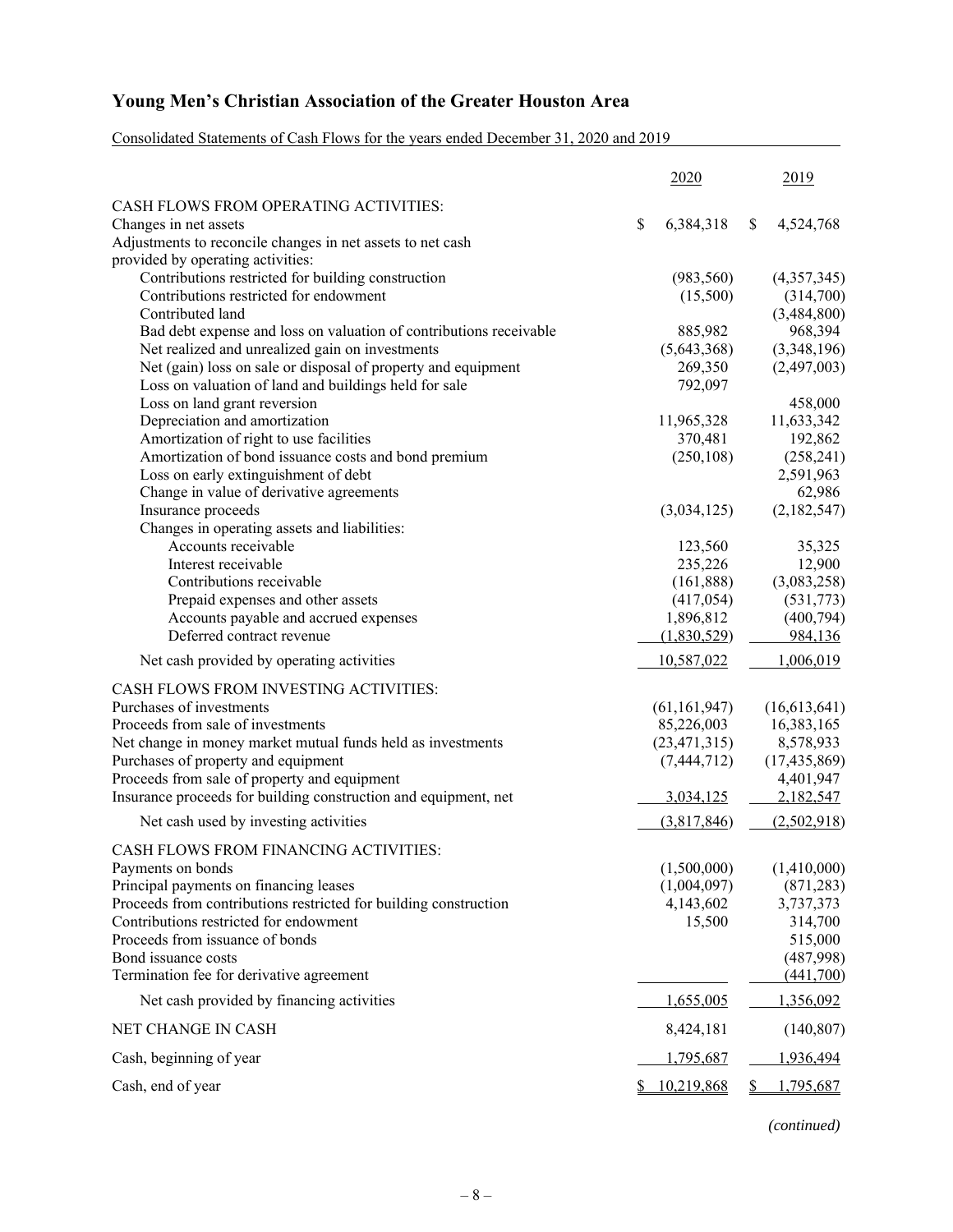# Young Men's Christian Association of the Greater Houston Area

Consolidated Statements of Cash Flows for the years ended December 31, 2020 and 2019

| | 2020 | 2019 |
|---|---|---|
| CASH FLOWS FROM OPERATING ACTIVITIES: | | |
| Changes in net assets | $ 6,384,318 | $ 4,524,768 |
| Adjustments to reconcile changes in net assets to net cash provided by operating activities: | | |
| Contributions restricted for building construction | (983,560) | (4,357,345) |
| Contributions restricted for endowment | (15,500) | (314,700) |
| Contributed land | | (3,484,800) |
| Bad debt expense and loss on valuation of contributions receivable | 885,982 | 968,394 |
| Net realized and unrealized gain on investments | (5,643,368) | (3,348,196) |
| Net (gain) loss on sale or disposal of property and equipment | 269,350 | (2,497,003) |
| Loss on valuation of land and buildings held for sale | 792,097 | |
| Loss on land grant reversion | | 458,000 |
| Depreciation and amortization | 11,965,328 | 11,633,342 |
| Amortization of right to use facilities | 370,481 | 192,862 |
| Amortization of bond issuance costs and bond premium | (250,108) | (258,241) |
| Loss on early extinguishment of debt | | 2,591,963 |
| Change in value of derivative agreements | | 62,986 |
| Insurance proceeds | (3,034,125) | (2,182,547) |
| Changes in operating assets and liabilities: | | |
| Accounts receivable | 123,560 | 35,325 |
| Interest receivable | 235,226 | 12,900 |
| Contributions receivable | (161,888) | (3,083,258) |
| Prepaid expenses and other assets | (417,054) | (531,773) |
| Accounts payable and accrued expenses | 1,896,812 | (400,794) |
| Deferred contract revenue | (1,830,529) | 984,136 |
| Net cash provided by operating activities | 10,587,022 | 1,006,019 |
| CASH FLOWS FROM INVESTING ACTIVITIES: | | |
| Purchases of investments | (61,161,947) | (16,613,641) |
| Proceeds from sale of investments | 85,226,003 | 16,383,165 |
| Net change in money market mutual funds held as investments | (23,471,315) | 8,578,933 |
| Purchases of property and equipment | (7,444,712) | (17,435,869) |
| Proceeds from sale of property and equipment | | 4,401,947 |
| Insurance proceeds for building construction and equipment, net | 3,034,125 | 2,182,547 |
| Net cash used by investing activities | (3,817,846) | (2,502,918) |
| CASH FLOWS FROM FINANCING ACTIVITIES: | | |
| Payments on bonds | (1,500,000) | (1,410,000) |
| Principal payments on financing leases | (1,004,097) | (871,283) |
| Proceeds from contributions restricted for building construction | 4,143,602 | 3,737,373 |
| Contributions restricted for endowment | 15,500 | 314,700 |
| Proceeds from issuance of bonds | | 515,000 |
| Bond issuance costs | | (487,998) |
| Termination fee for derivative agreement | | (441,700) |
| Net cash provided by financing activities | 1,655,005 | 1,356,092 |
| NET CHANGE IN CASH | 8,424,181 | (140,807) |
| Cash, beginning of year | 1,795,687 | 1,936,494 |
| Cash, end of year | $ 10,219,868 | $ 1,795,687 |

*(continued)*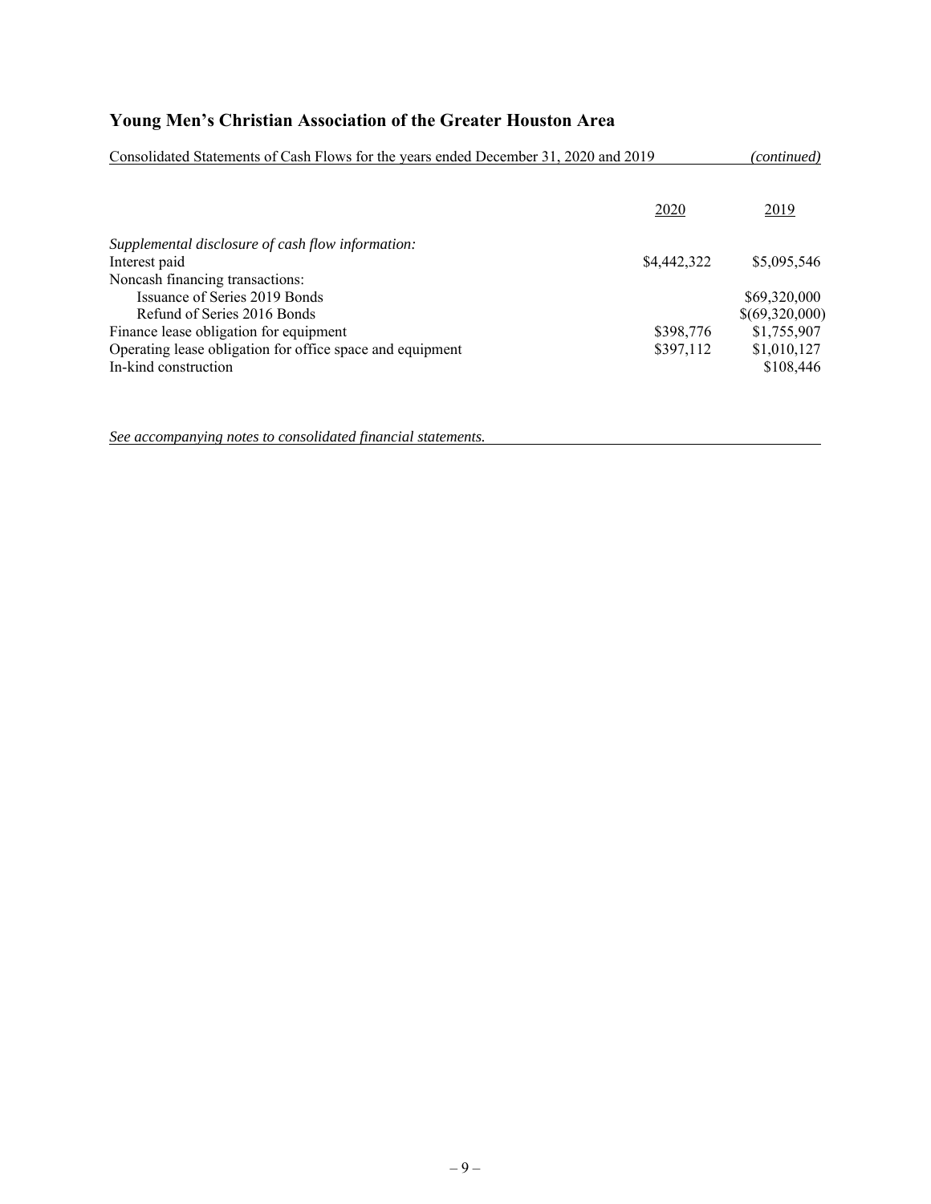## Young Men's Christian Association of the Greater Houston Area

Consolidated Statements of Cash Flows for the years ended December 31, 2020 and 2019 *(continued)*

| | 2020 | 2019 |
|---|---|---|
| *Supplemental disclosure of cash flow information:* | | |
| Interest paid | $4,442,322 | $5,095,546 |
| Noncash financing transactions: | | |
| Issuance of Series 2019 Bonds | | $69,320,000 |
| Refund of Series 2016 Bonds | | $(69,320,000) |
| Finance lease obligation for equipment | $398,776 | $1,755,907 |
| Operating lease obligation for office space and equipment | $397,112 | $1,010,127 |
| In-kind construction | | $108,446 |

*See accompanying notes to consolidated financial statements.*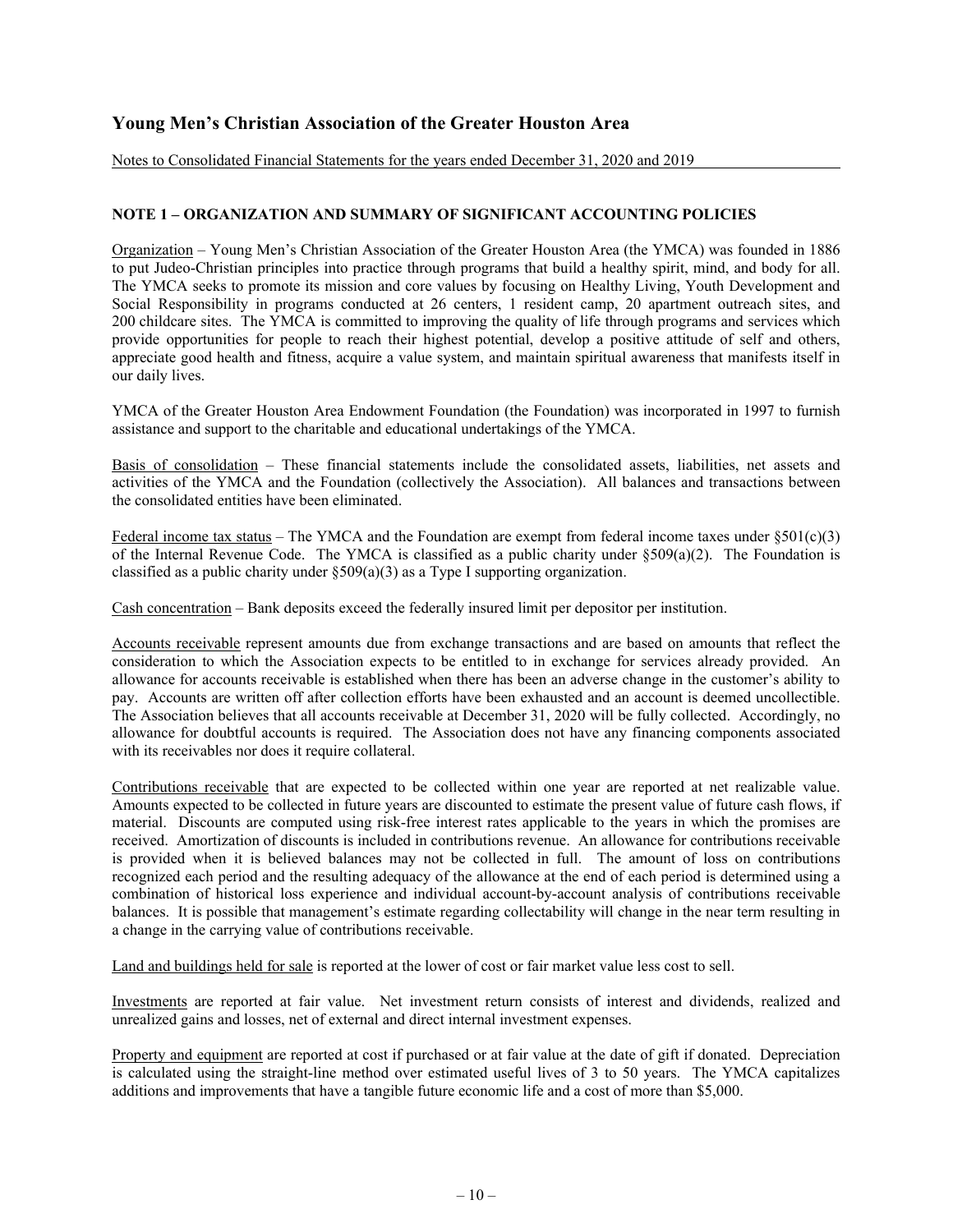## Young Men's Christian Association of the Greater Houston Area

Notes to Consolidated Financial Statements for the years ended December 31, 2020 and 2019

### NOTE 1 – ORGANIZATION AND SUMMARY OF SIGNIFICANT ACCOUNTING POLICIES

Organization – Young Men's Christian Association of the Greater Houston Area (the YMCA) was founded in 1886 to put Judeo-Christian principles into practice through programs that build a healthy spirit, mind, and body for all. The YMCA seeks to promote its mission and core values by focusing on Healthy Living, Youth Development and Social Responsibility in programs conducted at 26 centers, 1 resident camp, 20 apartment outreach sites, and 200 childcare sites. The YMCA is committed to improving the quality of life through programs and services which provide opportunities for people to reach their highest potential, develop a positive attitude of self and others, appreciate good health and fitness, acquire a value system, and maintain spiritual awareness that manifests itself in our daily lives.

YMCA of the Greater Houston Area Endowment Foundation (the Foundation) was incorporated in 1997 to furnish assistance and support to the charitable and educational undertakings of the YMCA.

Basis of consolidation – These financial statements include the consolidated assets, liabilities, net assets and activities of the YMCA and the Foundation (collectively the Association). All balances and transactions between the consolidated entities have been eliminated.

Federal income tax status – The YMCA and the Foundation are exempt from federal income taxes under §501(c)(3) of the Internal Revenue Code. The YMCA is classified as a public charity under §509(a)(2). The Foundation is classified as a public charity under §509(a)(3) as a Type I supporting organization.

Cash concentration – Bank deposits exceed the federally insured limit per depositor per institution.

Accounts receivable represent amounts due from exchange transactions and are based on amounts that reflect the consideration to which the Association expects to be entitled to in exchange for services already provided. An allowance for accounts receivable is established when there has been an adverse change in the customer's ability to pay. Accounts are written off after collection efforts have been exhausted and an account is deemed uncollectible. The Association believes that all accounts receivable at December 31, 2020 will be fully collected. Accordingly, no allowance for doubtful accounts is required. The Association does not have any financing components associated with its receivables nor does it require collateral.

Contributions receivable that are expected to be collected within one year are reported at net realizable value. Amounts expected to be collected in future years are discounted to estimate the present value of future cash flows, if material. Discounts are computed using risk-free interest rates applicable to the years in which the promises are received. Amortization of discounts is included in contributions revenue. An allowance for contributions receivable is provided when it is believed balances may not be collected in full. The amount of loss on contributions recognized each period and the resulting adequacy of the allowance at the end of each period is determined using a combination of historical loss experience and individual account-by-account analysis of contributions receivable balances. It is possible that management's estimate regarding collectability will change in the near term resulting in a change in the carrying value of contributions receivable.

Land and buildings held for sale is reported at the lower of cost or fair market value less cost to sell.

Investments are reported at fair value. Net investment return consists of interest and dividends, realized and unrealized gains and losses, net of external and direct internal investment expenses.

Property and equipment are reported at cost if purchased or at fair value at the date of gift if donated. Depreciation is calculated using the straight-line method over estimated useful lives of 3 to 50 years. The YMCA capitalizes additions and improvements that have a tangible future economic life and a cost of more than $5,000.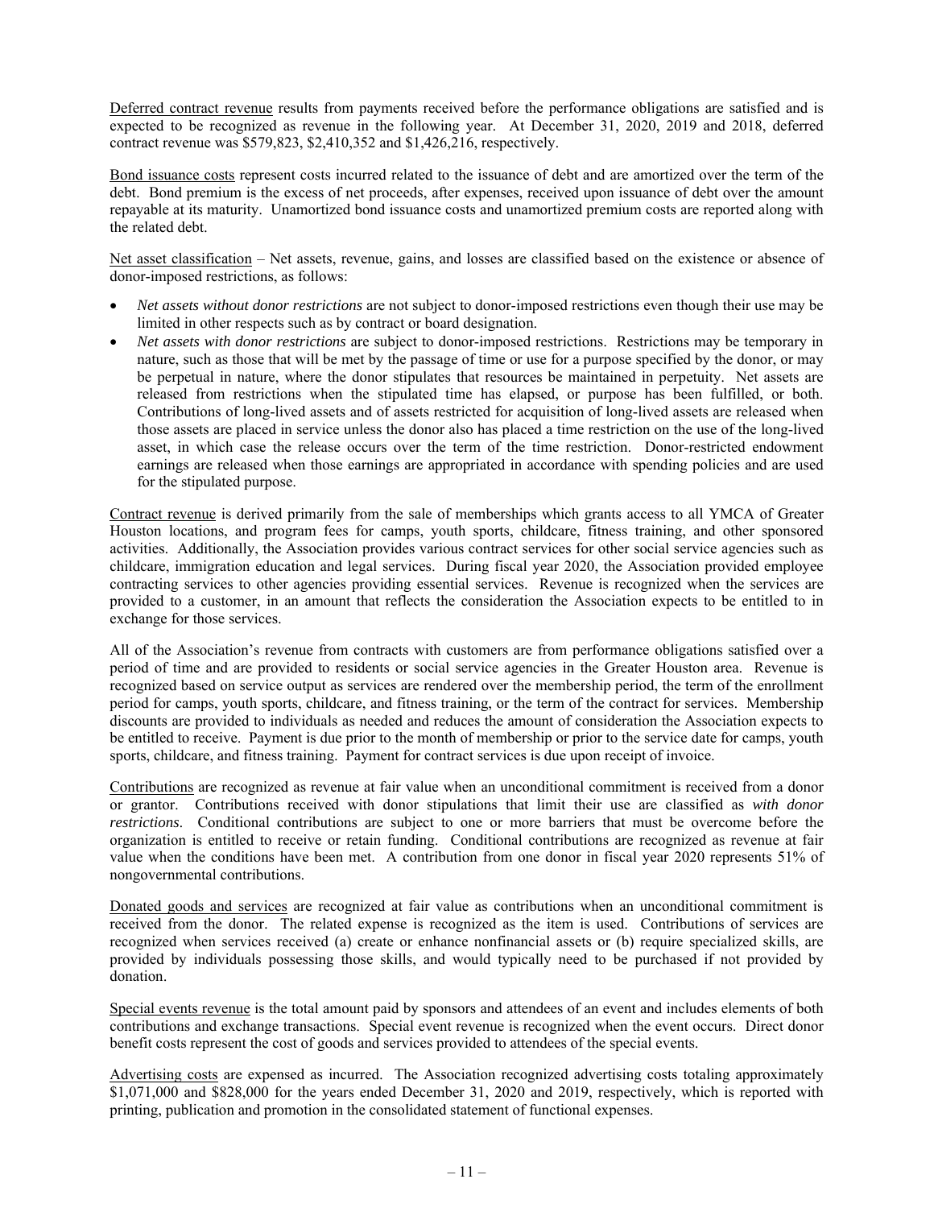Deferred contract revenue results from payments received before the performance obligations are satisfied and is expected to be recognized as revenue in the following year. At December 31, 2020, 2019 and 2018, deferred contract revenue was \$579,823, \$2,410,352 and \$1,426,216, respectively.

Bond issuance costs represent costs incurred related to the issuance of debt and are amortized over the term of the debt. Bond premium is the excess of net proceeds, after expenses, received upon issuance of debt over the amount repayable at its maturity. Unamortized bond issuance costs and unamortized premium costs are reported along with the related debt.

Net asset classification – Net assets, revenue, gains, and losses are classified based on the existence or absence of donor-imposed restrictions, as follows:

- *Net assets without donor restrictions* are not subject to donor-imposed restrictions even though their use may be limited in other respects such as by contract or board designation.
- *Net assets with donor restrictions* are subject to donor-imposed restrictions. Restrictions may be temporary in nature, such as those that will be met by the passage of time or use for a purpose specified by the donor, or may be perpetual in nature, where the donor stipulates that resources be maintained in perpetuity. Net assets are released from restrictions when the stipulated time has elapsed, or purpose has been fulfilled, or both. Contributions of long-lived assets and of assets restricted for acquisition of long-lived assets are released when those assets are placed in service unless the donor also has placed a time restriction on the use of the long-lived asset, in which case the release occurs over the term of the time restriction. Donor-restricted endowment earnings are released when those earnings are appropriated in accordance with spending policies and are used for the stipulated purpose.

Contract revenue is derived primarily from the sale of memberships which grants access to all YMCA of Greater Houston locations, and program fees for camps, youth sports, childcare, fitness training, and other sponsored activities. Additionally, the Association provides various contract services for other social service agencies such as childcare, immigration education and legal services. During fiscal year 2020, the Association provided employee contracting services to other agencies providing essential services. Revenue is recognized when the services are provided to a customer, in an amount that reflects the consideration the Association expects to be entitled to in exchange for those services.

All of the Association's revenue from contracts with customers are from performance obligations satisfied over a period of time and are provided to residents or social service agencies in the Greater Houston area. Revenue is recognized based on service output as services are rendered over the membership period, the term of the enrollment period for camps, youth sports, childcare, and fitness training, or the term of the contract for services. Membership discounts are provided to individuals as needed and reduces the amount of consideration the Association expects to be entitled to receive. Payment is due prior to the month of membership or prior to the service date for camps, youth sports, childcare, and fitness training. Payment for contract services is due upon receipt of invoice.

Contributions are recognized as revenue at fair value when an unconditional commitment is received from a donor or grantor. Contributions received with donor stipulations that limit their use are classified as *with donor restrictions*. Conditional contributions are subject to one or more barriers that must be overcome before the organization is entitled to receive or retain funding. Conditional contributions are recognized as revenue at fair value when the conditions have been met. A contribution from one donor in fiscal year 2020 represents 51% of nongovernmental contributions.

Donated goods and services are recognized at fair value as contributions when an unconditional commitment is received from the donor. The related expense is recognized as the item is used. Contributions of services are recognized when services received (a) create or enhance nonfinancial assets or (b) require specialized skills, are provided by individuals possessing those skills, and would typically need to be purchased if not provided by donation.

Special events revenue is the total amount paid by sponsors and attendees of an event and includes elements of both contributions and exchange transactions. Special event revenue is recognized when the event occurs. Direct donor benefit costs represent the cost of goods and services provided to attendees of the special events.

Advertising costs are expensed as incurred. The Association recognized advertising costs totaling approximately \$1,071,000 and \$828,000 for the years ended December 31, 2020 and 2019, respectively, which is reported with printing, publication and promotion in the consolidated statement of functional expenses.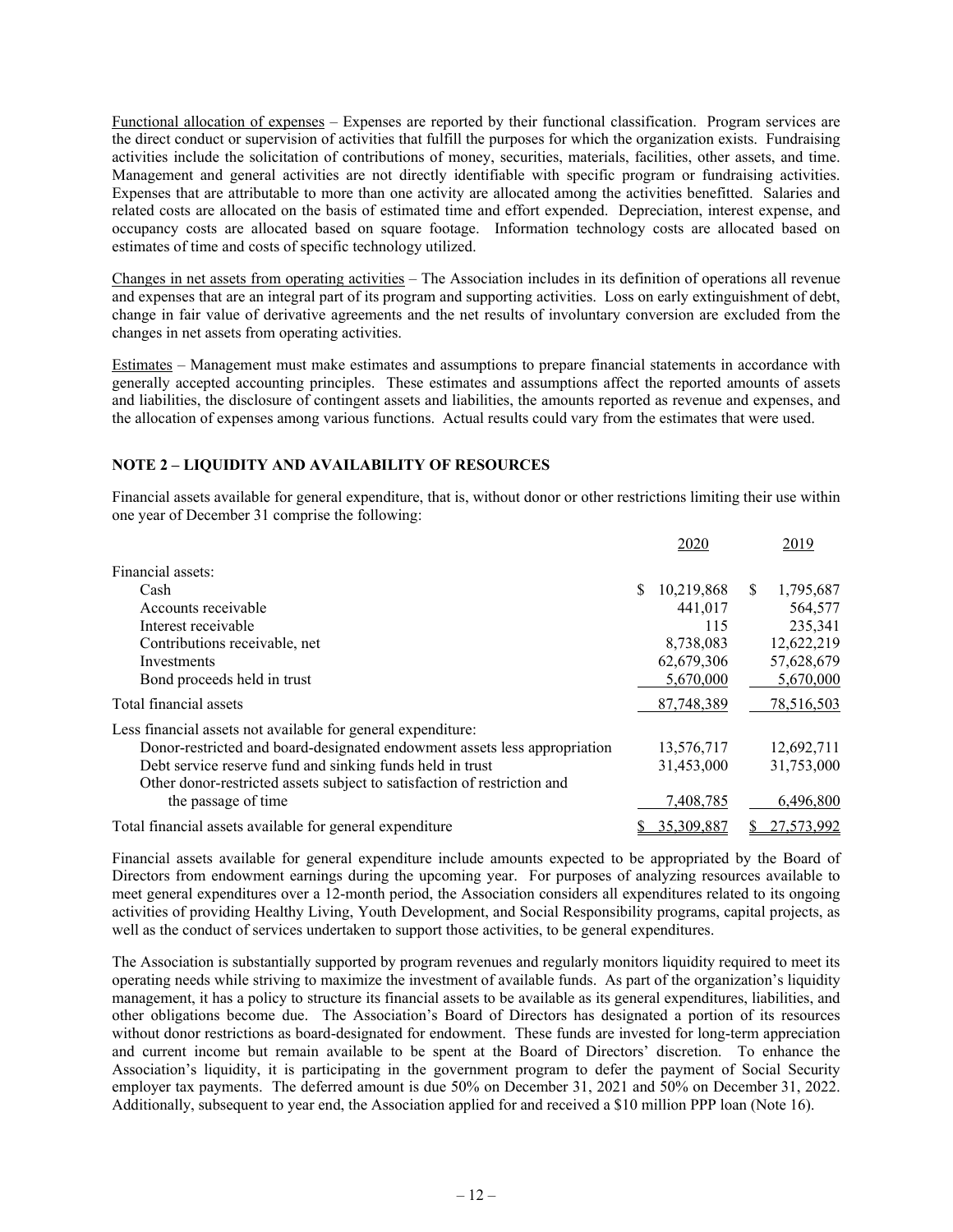Functional allocation of expenses – Expenses are reported by their functional classification. Program services are the direct conduct or supervision of activities that fulfill the purposes for which the organization exists. Fundraising activities include the solicitation of contributions of money, securities, materials, facilities, other assets, and time. Management and general activities are not directly identifiable with specific program or fundraising activities. Expenses that are attributable to more than one activity are allocated among the activities benefitted. Salaries and related costs are allocated on the basis of estimated time and effort expended. Depreciation, interest expense, and occupancy costs are allocated based on square footage. Information technology costs are allocated based on estimates of time and costs of specific technology utilized.

Changes in net assets from operating activities – The Association includes in its definition of operations all revenue and expenses that are an integral part of its program and supporting activities. Loss on early extinguishment of debt, change in fair value of derivative agreements and the net results of involuntary conversion are excluded from the changes in net assets from operating activities.

Estimates – Management must make estimates and assumptions to prepare financial statements in accordance with generally accepted accounting principles. These estimates and assumptions affect the reported amounts of assets and liabilities, the disclosure of contingent assets and liabilities, the amounts reported as revenue and expenses, and the allocation of expenses among various functions. Actual results could vary from the estimates that were used.

## NOTE 2 – LIQUIDITY AND AVAILABILITY OF RESOURCES

Financial assets available for general expenditure, that is, without donor or other restrictions limiting their use within one year of December 31 comprise the following:

| | 2020 | 2019 |
|---|---|---|
| Financial assets: | | |
| Cash | $ 10,219,868 | $ 1,795,687 |
| Accounts receivable | 441,017 | 564,577 |
| Interest receivable | 115 | 235,341 |
| Contributions receivable, net | 8,738,083 | 12,622,219 |
| Investments | 62,679,306 | 57,628,679 |
| Bond proceeds held in trust | 5,670,000 | 5,670,000 |
| Total financial assets | 87,748,389 | 78,516,503 |
| Less financial assets not available for general expenditure: | | |
| Donor-restricted and board-designated endowment assets less appropriation | 13,576,717 | 12,692,711 |
| Debt service reserve fund and sinking funds held in trust | 31,453,000 | 31,753,000 |
| Other donor-restricted assets subject to satisfaction of restriction and the passage of time | 7,408,785 | 6,496,800 |
| Total financial assets available for general expenditure | $ 35,309,887 | $ 27,573,992 |

Financial assets available for general expenditure include amounts expected to be appropriated by the Board of Directors from endowment earnings during the upcoming year. For purposes of analyzing resources available to meet general expenditures over a 12-month period, the Association considers all expenditures related to its ongoing activities of providing Healthy Living, Youth Development, and Social Responsibility programs, capital projects, as well as the conduct of services undertaken to support those activities, to be general expenditures.

The Association is substantially supported by program revenues and regularly monitors liquidity required to meet its operating needs while striving to maximize the investment of available funds. As part of the organization's liquidity management, it has a policy to structure its financial assets to be available as its general expenditures, liabilities, and other obligations become due. The Association's Board of Directors has designated a portion of its resources without donor restrictions as board-designated for endowment. These funds are invested for long-term appreciation and current income but remain available to be spent at the Board of Directors' discretion. To enhance the Association's liquidity, it is participating in the government program to defer the payment of Social Security employer tax payments. The deferred amount is due 50% on December 31, 2021 and 50% on December 31, 2022. Additionally, subsequent to year end, the Association applied for and received a $10 million PPP loan (Note 16).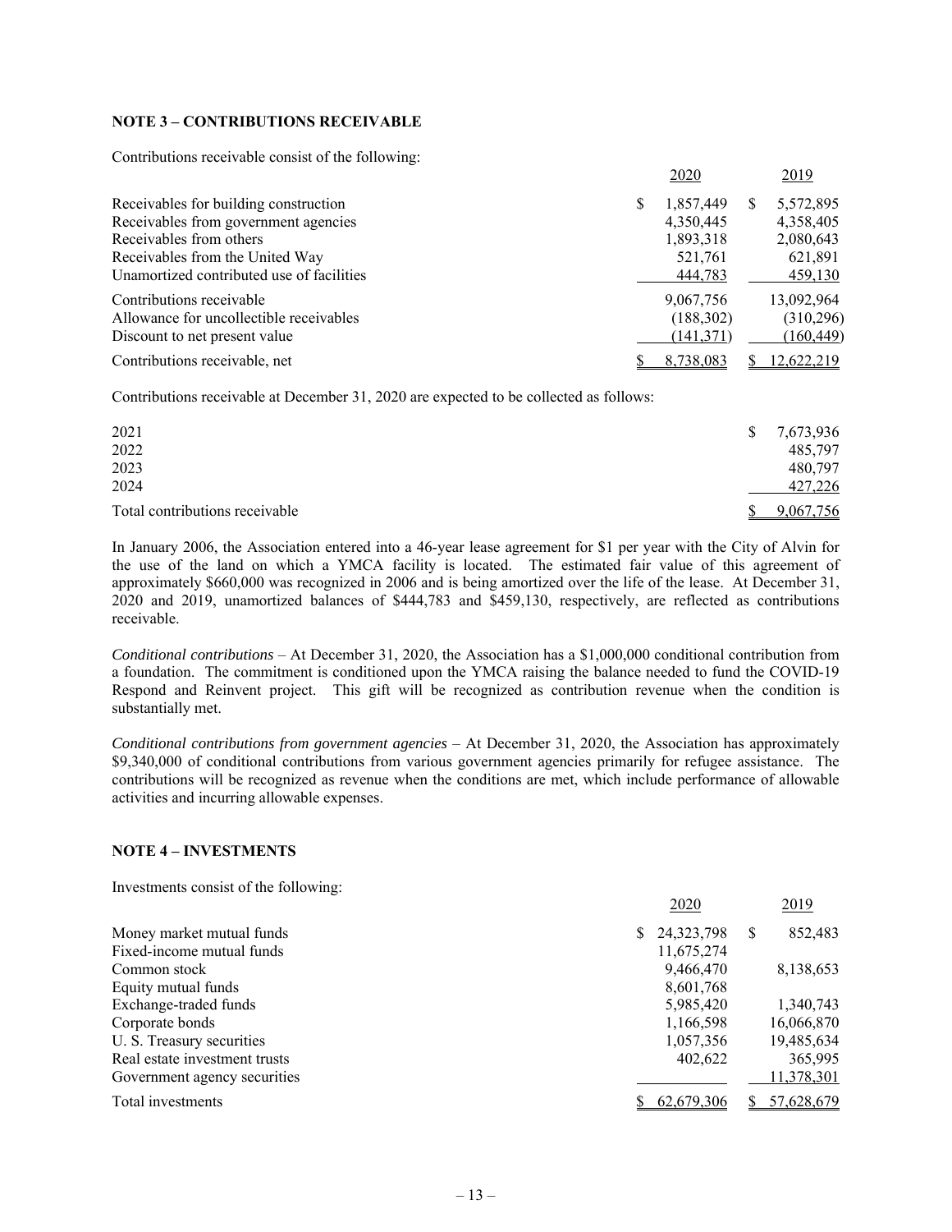## NOTE 3 – CONTRIBUTIONS RECEIVABLE

Contributions receivable consist of the following:

| | 2020 | 2019 |
|---|---|---|
| Receivables for building construction | $ 1,857,449 | $ 5,572,895 |
| Receivables from government agencies | 4,350,445 | 4,358,405 |
| Receivables from others | 1,893,318 | 2,080,643 |
| Receivables from the United Way | 521,761 | 621,891 |
| Unamortized contributed use of facilities | 444,783 | 459,130 |
| Contributions receivable | 9,067,756 | 13,092,964 |
| Allowance for uncollectible receivables | (188,302) | (310,296) |
| Discount to net present value | (141,371) | (160,449) |
| Contributions receivable, net | $ 8,738,083 | $ 12,622,219 |

Contributions receivable at December 31, 2020 are expected to be collected as follows:

| | |
|---|---|
| 2021 | $ 7,673,936 |
| 2022 | 485,797 |
| 2023 | 480,797 |
| 2024 | 427,226 |
| Total contributions receivable | $ 9,067,756 |

In January 2006, the Association entered into a 46-year lease agreement for $1 per year with the City of Alvin for the use of the land on which a YMCA facility is located. The estimated fair value of this agreement of approximately $660,000 was recognized in 2006 and is being amortized over the life of the lease. At December 31, 2020 and 2019, unamortized balances of $444,783 and $459,130, respectively, are reflected as contributions receivable.

*Conditional contributions* – At December 31, 2020, the Association has a $1,000,000 conditional contribution from a foundation. The commitment is conditioned upon the YMCA raising the balance needed to fund the COVID-19 Respond and Reinvent project. This gift will be recognized as contribution revenue when the condition is substantially met.

*Conditional contributions from government agencies* – At December 31, 2020, the Association has approximately $9,340,000 of conditional contributions from various government agencies primarily for refugee assistance. The contributions will be recognized as revenue when the conditions are met, which include performance of allowable activities and incurring allowable expenses.

## NOTE 4 – INVESTMENTS

Investments consist of the following:

| | 2020 | 2019 |
|---|---|---|
| Money market mutual funds | $ 24,323,798 | $ 852,483 |
| Fixed-income mutual funds | 11,675,274 | |
| Common stock | 9,466,470 | 8,138,653 |
| Equity mutual funds | 8,601,768 | |
| Exchange-traded funds | 5,985,420 | 1,340,743 |
| Corporate bonds | 1,166,598 | 16,066,870 |
| U. S. Treasury securities | 1,057,356 | 19,485,634 |
| Real estate investment trusts | 402,622 | 365,995 |
| Government agency securities | | 11,378,301 |
| Total investments | $ 62,679,306 | $ 57,628,679 |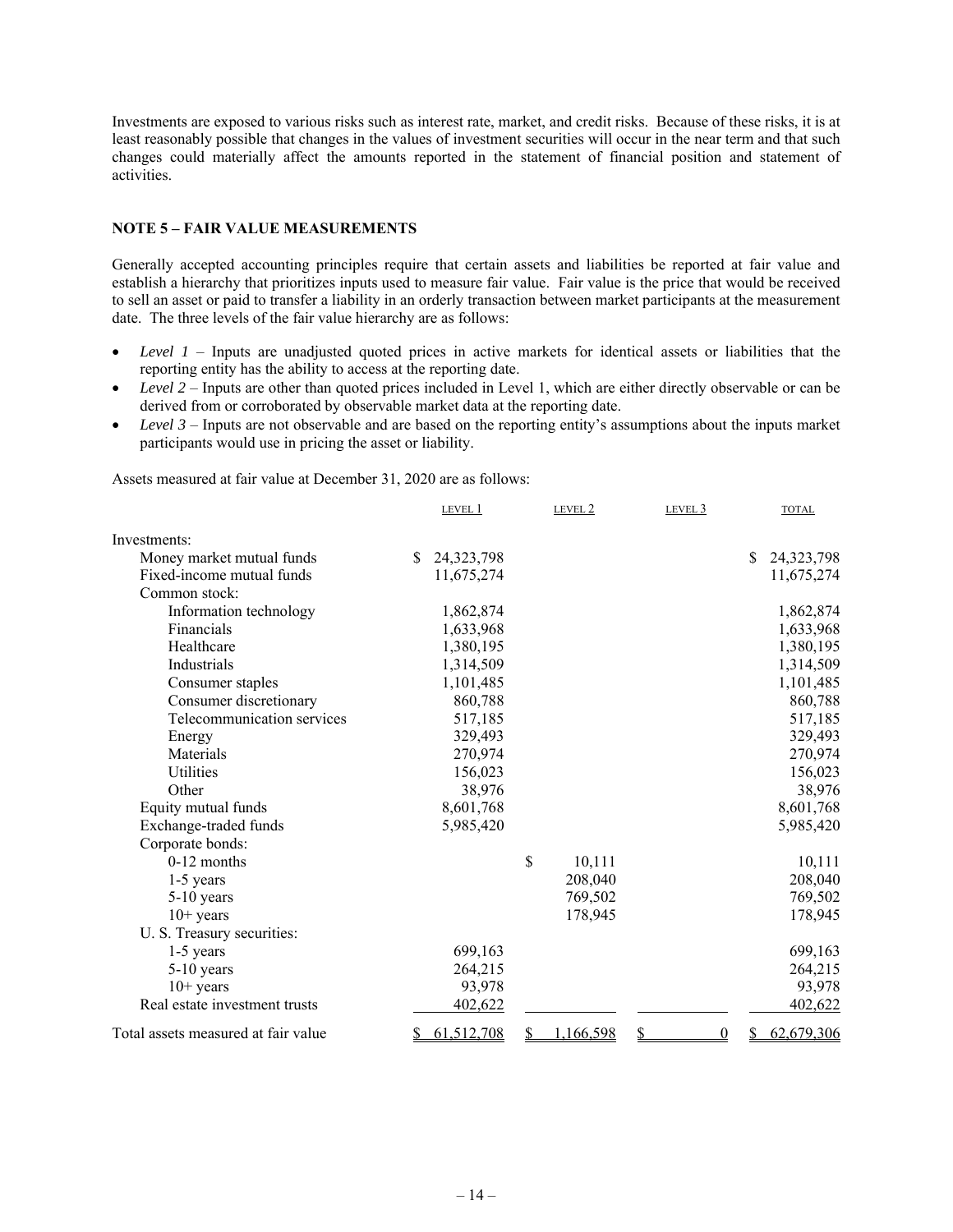Investments are exposed to various risks such as interest rate, market, and credit risks. Because of these risks, it is at least reasonably possible that changes in the values of investment securities will occur in the near term and that such changes could materially affect the amounts reported in the statement of financial position and statement of activities.

**NOTE 5 – FAIR VALUE MEASUREMENTS**

Generally accepted accounting principles require that certain assets and liabilities be reported at fair value and establish a hierarchy that prioritizes inputs used to measure fair value. Fair value is the price that would be received to sell an asset or paid to transfer a liability in an orderly transaction between market participants at the measurement date. The three levels of the fair value hierarchy are as follows:

- *Level 1* – Inputs are unadjusted quoted prices in active markets for identical assets or liabilities that the reporting entity has the ability to access at the reporting date.
- *Level 2* – Inputs are other than quoted prices included in Level 1, which are either directly observable or can be derived from or corroborated by observable market data at the reporting date.
- *Level 3* – Inputs are not observable and are based on the reporting entity's assumptions about the inputs market participants would use in pricing the asset or liability.

Assets measured at fair value at December 31, 2020 are as follows:

| | LEVEL 1 | LEVEL 2 | LEVEL 3 | TOTAL |
|---|---|---|---|---|
| Investments: | | | | |
| Money market mutual funds | $ 24,323,798 | | | $ 24,323,798 |
| Fixed-income mutual funds | 11,675,274 | | | 11,675,274 |
| Common stock: | | | | |
| Information technology | 1,862,874 | | | 1,862,874 |
| Financials | 1,633,968 | | | 1,633,968 |
| Healthcare | 1,380,195 | | | 1,380,195 |
| Industrials | 1,314,509 | | | 1,314,509 |
| Consumer staples | 1,101,485 | | | 1,101,485 |
| Consumer discretionary | 860,788 | | | 860,788 |
| Telecommunication services | 517,185 | | | 517,185 |
| Energy | 329,493 | | | 329,493 |
| Materials | 270,974 | | | 270,974 |
| Utilities | 156,023 | | | 156,023 |
| Other | 38,976 | | | 38,976 |
| Equity mutual funds | 8,601,768 | | | 8,601,768 |
| Exchange-traded funds | 5,985,420 | | | 5,985,420 |
| Corporate bonds: | | | | |
| 0-12 months | | $ 10,111 | | 10,111 |
| 1-5 years | | 208,040 | | 208,040 |
| 5-10 years | | 769,502 | | 769,502 |
| 10+ years | | 178,945 | | 178,945 |
| U. S. Treasury securities: | | | | |
| 1-5 years | 699,163 | | | 699,163 |
| 5-10 years | 264,215 | | | 264,215 |
| 10+ years | 93,978 | | | 93,978 |
| Real estate investment trusts | 402,622 | | | 402,622 |
| Total assets measured at fair value | $ 61,512,708 | $ 1,166,598 | $ 0 | $ 62,679,306 |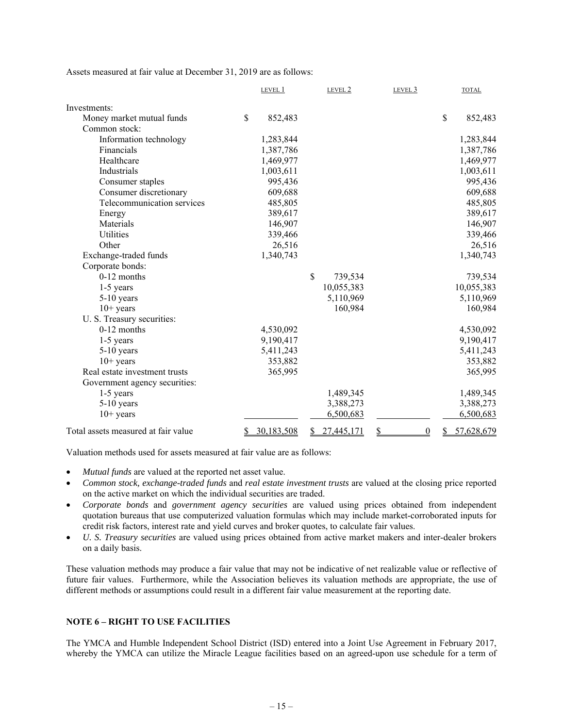Assets measured at fair value at December 31, 2019 are as follows:

| | LEVEL 1 | LEVEL 2 | LEVEL 3 | TOTAL |
|---|---|---|---|---|
| Investments: | | | | |
| Money market mutual funds | $ 852,483 | | | $ 852,483 |
| Common stock: | | | | |
| Information technology | 1,283,844 | | | 1,283,844 |
| Financials | 1,387,786 | | | 1,387,786 |
| Healthcare | 1,469,977 | | | 1,469,977 |
| Industrials | 1,003,611 | | | 1,003,611 |
| Consumer staples | 995,436 | | | 995,436 |
| Consumer discretionary | 609,688 | | | 609,688 |
| Telecommunication services | 485,805 | | | 485,805 |
| Energy | 389,617 | | | 389,617 |
| Materials | 146,907 | | | 146,907 |
| Utilities | 339,466 | | | 339,466 |
| Other | 26,516 | | | 26,516 |
| Exchange-traded funds | 1,340,743 | | | 1,340,743 |
| Corporate bonds: | | | | |
| 0-12 months | | $ 739,534 | | 739,534 |
| 1-5 years | | 10,055,383 | | 10,055,383 |
| 5-10 years | | 5,110,969 | | 5,110,969 |
| 10+ years | | 160,984 | | 160,984 |
| U. S. Treasury securities: | | | | |
| 0-12 months | 4,530,092 | | | 4,530,092 |
| 1-5 years | 9,190,417 | | | 9,190,417 |
| 5-10 years | 5,411,243 | | | 5,411,243 |
| 10+ years | 353,882 | | | 353,882 |
| Real estate investment trusts | 365,995 | | | 365,995 |
| Government agency securities: | | | | |
| 1-5 years | | 1,489,345 | | 1,489,345 |
| 5-10 years | | 3,388,273 | | 3,388,273 |
| 10+ years | | 6,500,683 | | 6,500,683 |
| Total assets measured at fair value | $ 30,183,508 | $ 27,445,171 | $ 0 | $ 57,628,679 |

Valuation methods used for assets measured at fair value are as follows:

- *Mutual funds* are valued at the reported net asset value.
- *Common stock, exchange-traded funds* and *real estate investment trusts* are valued at the closing price reported on the active market on which the individual securities are traded.
- *Corporate bonds* and *government agency securities* are valued using prices obtained from independent quotation bureaus that use computerized valuation formulas which may include market-corroborated inputs for credit risk factors, interest rate and yield curves and broker quotes, to calculate fair values.
- *U. S. Treasury securities* are valued using prices obtained from active market makers and inter-dealer brokers on a daily basis.

These valuation methods may produce a fair value that may not be indicative of net realizable value or reflective of future fair values. Furthermore, while the Association believes its valuation methods are appropriate, the use of different methods or assumptions could result in a different fair value measurement at the reporting date.

**NOTE 6 – RIGHT TO USE FACILITIES**

The YMCA and Humble Independent School District (ISD) entered into a Joint Use Agreement in February 2017, whereby the YMCA can utilize the Miracle League facilities based on an agreed-upon use schedule for a term of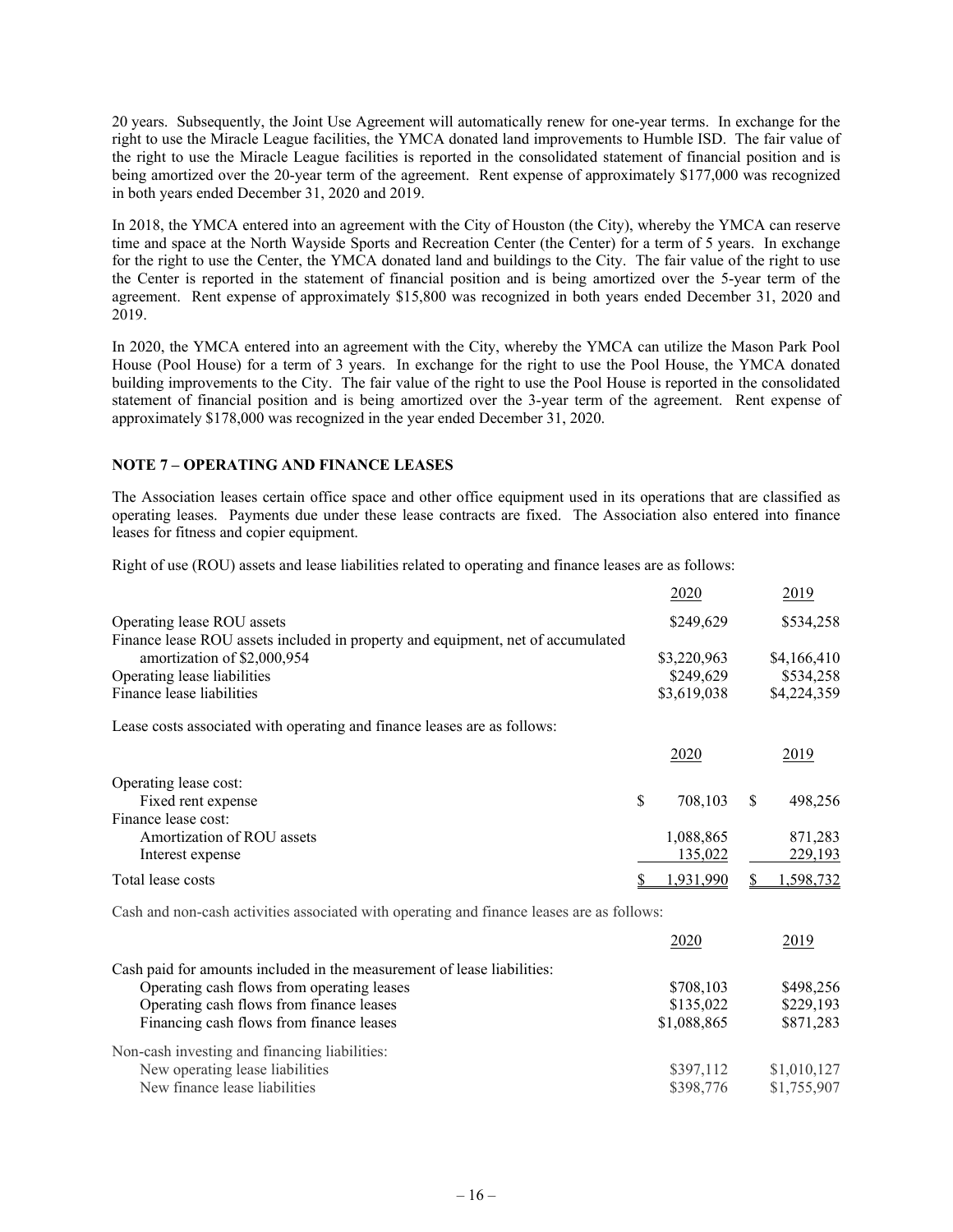20 years. Subsequently, the Joint Use Agreement will automatically renew for one-year terms. In exchange for the right to use the Miracle League facilities, the YMCA donated land improvements to Humble ISD. The fair value of the right to use the Miracle League facilities is reported in the consolidated statement of financial position and is being amortized over the 20-year term of the agreement. Rent expense of approximately $177,000 was recognized in both years ended December 31, 2020 and 2019.

In 2018, the YMCA entered into an agreement with the City of Houston (the City), whereby the YMCA can reserve time and space at the North Wayside Sports and Recreation Center (the Center) for a term of 5 years. In exchange for the right to use the Center, the YMCA donated land and buildings to the City. The fair value of the right to use the Center is reported in the statement of financial position and is being amortized over the 5-year term of the agreement. Rent expense of approximately $15,800 was recognized in both years ended December 31, 2020 and 2019.

In 2020, the YMCA entered into an agreement with the City, whereby the YMCA can utilize the Mason Park Pool House (Pool House) for a term of 3 years. In exchange for the right to use the Pool House, the YMCA donated building improvements to the City. The fair value of the right to use the Pool House is reported in the consolidated statement of financial position and is being amortized over the 3-year term of the agreement. Rent expense of approximately $178,000 was recognized in the year ended December 31, 2020.

## NOTE 7 – OPERATING AND FINANCE LEASES

The Association leases certain office space and other office equipment used in its operations that are classified as operating leases. Payments due under these lease contracts are fixed. The Association also entered into finance leases for fitness and copier equipment.

Right of use (ROU) assets and lease liabilities related to operating and finance leases are as follows:

| | 2020 | 2019 |
|---|---|---|
| Operating lease ROU assets | $249,629 | $534,258 |
| Finance lease ROU assets included in property and equipment, net of accumulated amortization of $2,000,954 | $3,220,963 | $4,166,410 |
| Operating lease liabilities | $249,629 | $534,258 |
| Finance lease liabilities | $3,619,038 | $4,224,359 |

Lease costs associated with operating and finance leases are as follows:

| | 2020 | 2019 |
|---|---|---|
| Operating lease cost: | | |
| Fixed rent expense | $ 708,103 | $ 498,256 |
| Finance lease cost: | | |
| Amortization of ROU assets | 1,088,865 | 871,283 |
| Interest expense | 135,022 | 229,193 |
| Total lease costs | $ 1,931,990 | $ 1,598,732 |

Cash and non-cash activities associated with operating and finance leases are as follows:

| | 2020 | 2019 |
|---|---|---|
| Cash paid for amounts included in the measurement of lease liabilities: | | |
| Operating cash flows from operating leases | $708,103 | $498,256 |
| Operating cash flows from finance leases | $135,022 | $229,193 |
| Financing cash flows from finance leases | $1,088,865 | $871,283 |
| Non-cash investing and financing liabilities: | | |
| New operating lease liabilities | $397,112 | $1,010,127 |
| New finance lease liabilities | $398,776 | $1,755,907 |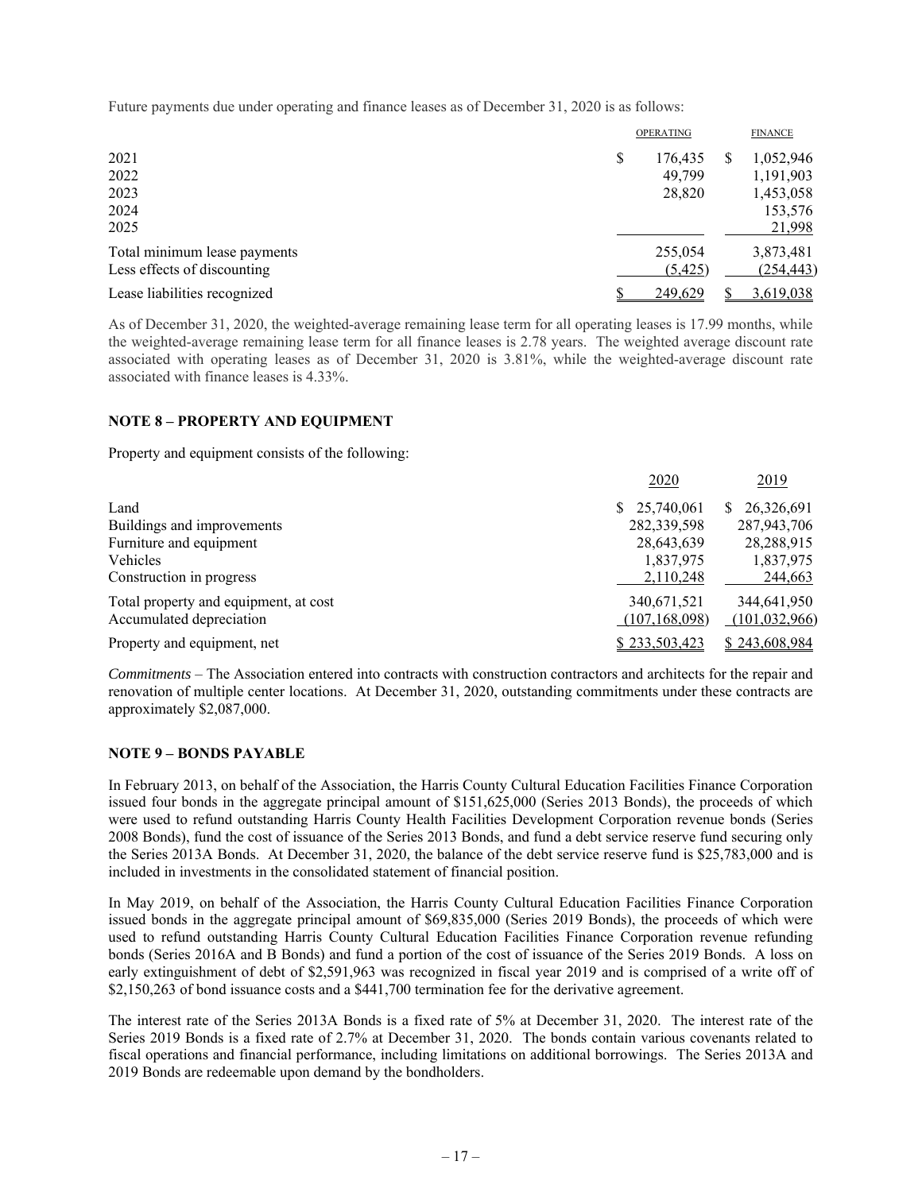Future payments due under operating and finance leases as of December 31, 2020 is as follows:

| | OPERATING | FINANCE |
|---|---|---|
| 2021 | $ 176,435 | $ 1,052,946 |
| 2022 | 49,799 | 1,191,903 |
| 2023 | 28,820 | 1,453,058 |
| 2024 | | 153,576 |
| 2025 | | 21,998 |
| Total minimum lease payments | 255,054 | 3,873,481 |
| Less effects of discounting | (5,425) | (254,443) |
| Lease liabilities recognized | $ 249,629 | $ 3,619,038 |

As of December 31, 2020, the weighted-average remaining lease term for all operating leases is 17.99 months, while the weighted-average remaining lease term for all finance leases is 2.78 years. The weighted average discount rate associated with operating leases as of December 31, 2020 is 3.81%, while the weighted-average discount rate associated with finance leases is 4.33%.

## NOTE 8 – PROPERTY AND EQUIPMENT

Property and equipment consists of the following:

| | 2020 | 2019 |
|---|---|---|
| Land | $ 25,740,061 | $ 26,326,691 |
| Buildings and improvements | 282,339,598 | 287,943,706 |
| Furniture and equipment | 28,643,639 | 28,288,915 |
| Vehicles | 1,837,975 | 1,837,975 |
| Construction in progress | 2,110,248 | 244,663 |
| Total property and equipment, at cost | 340,671,521 | 344,641,950 |
| Accumulated depreciation | (107,168,098) | (101,032,966) |
| Property and equipment, net | $ 233,503,423 | $ 243,608,984 |

*Commitments* – The Association entered into contracts with construction contractors and architects for the repair and renovation of multiple center locations. At December 31, 2020, outstanding commitments under these contracts are approximately $2,087,000.

## NOTE 9 – BONDS PAYABLE

In February 2013, on behalf of the Association, the Harris County Cultural Education Facilities Finance Corporation issued four bonds in the aggregate principal amount of $151,625,000 (Series 2013 Bonds), the proceeds of which were used to refund outstanding Harris County Health Facilities Development Corporation revenue bonds (Series 2008 Bonds), fund the cost of issuance of the Series 2013 Bonds, and fund a debt service reserve fund securing only the Series 2013A Bonds. At December 31, 2020, the balance of the debt service reserve fund is $25,783,000 and is included in investments in the consolidated statement of financial position.

In May 2019, on behalf of the Association, the Harris County Cultural Education Facilities Finance Corporation issued bonds in the aggregate principal amount of $69,835,000 (Series 2019 Bonds), the proceeds of which were used to refund outstanding Harris County Cultural Education Facilities Finance Corporation revenue refunding bonds (Series 2016A and B Bonds) and fund a portion of the cost of issuance of the Series 2019 Bonds. A loss on early extinguishment of debt of $2,591,963 was recognized in fiscal year 2019 and is comprised of a write off of $2,150,263 of bond issuance costs and a $441,700 termination fee for the derivative agreement.

The interest rate of the Series 2013A Bonds is a fixed rate of 5% at December 31, 2020. The interest rate of the Series 2019 Bonds is a fixed rate of 2.7% at December 31, 2020. The bonds contain various covenants related to fiscal operations and financial performance, including limitations on additional borrowings. The Series 2013A and 2019 Bonds are redeemable upon demand by the bondholders.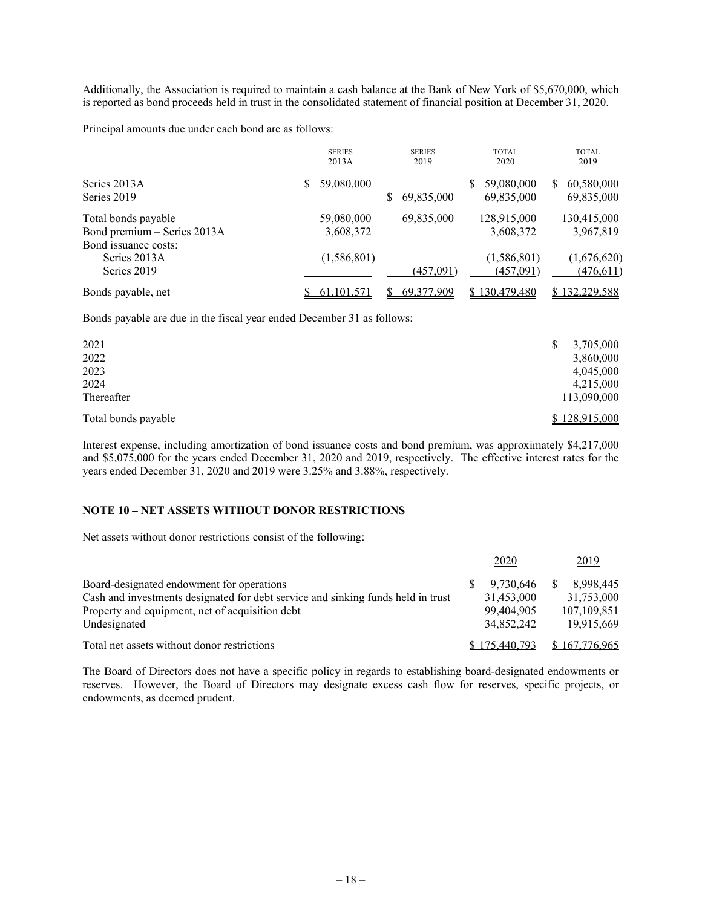Additionally, the Association is required to maintain a cash balance at the Bank of New York of $5,670,000, which is reported as bond proceeds held in trust in the consolidated statement of financial position at December 31, 2020.

Principal amounts due under each bond are as follows:

| | SERIES 2013A | SERIES 2019 | TOTAL 2020 | TOTAL 2019 |
|---|---|---|---|---|
| Series 2013A | $ 59,080,000 | | $ 59,080,000 | $ 60,580,000 |
| Series 2019 | | $ 69,835,000 | 69,835,000 | 69,835,000 |
| Total bonds payable | 59,080,000 | 69,835,000 | 128,915,000 | 130,415,000 |
| Bond premium – Series 2013A | 3,608,372 | | 3,608,372 | 3,967,819 |
| Bond issuance costs: | | | | |
| Series 2013A | (1,586,801) | | (1,586,801) | (1,676,620) |
| Series 2019 | | (457,091) | (457,091) | (476,611) |
| Bonds payable, net | $ 61,101,571 | $ 69,377,909 | $ 130,479,480 | $ 132,229,588 |

Bonds payable are due in the fiscal year ended December 31 as follows:

| | |
|---|---|
| 2021 | $ 3,705,000 |
| 2022 | 3,860,000 |
| 2023 | 4,045,000 |
| 2024 | 4,215,000 |
| Thereafter | 113,090,000 |
| Total bonds payable | $ 128,915,000 |

Interest expense, including amortization of bond issuance costs and bond premium, was approximately $4,217,000 and $5,075,000 for the years ended December 31, 2020 and 2019, respectively. The effective interest rates for the years ended December 31, 2020 and 2019 were 3.25% and 3.88%, respectively.

## NOTE 10 – NET ASSETS WITHOUT DONOR RESTRICTIONS

Net assets without donor restrictions consist of the following:

| | 2020 | 2019 |
|---|---|---|
| Board-designated endowment for operations | $ 9,730,646 | $ 8,998,445 |
| Cash and investments designated for debt service and sinking funds held in trust | 31,453,000 | 31,753,000 |
| Property and equipment, net of acquisition debt | 99,404,905 | 107,109,851 |
| Undesignated | 34,852,242 | 19,915,669 |
| Total net assets without donor restrictions | $ 175,440,793 | $ 167,776,965 |

The Board of Directors does not have a specific policy in regards to establishing board-designated endowments or reserves. However, the Board of Directors may designate excess cash flow for reserves, specific projects, or endowments, as deemed prudent.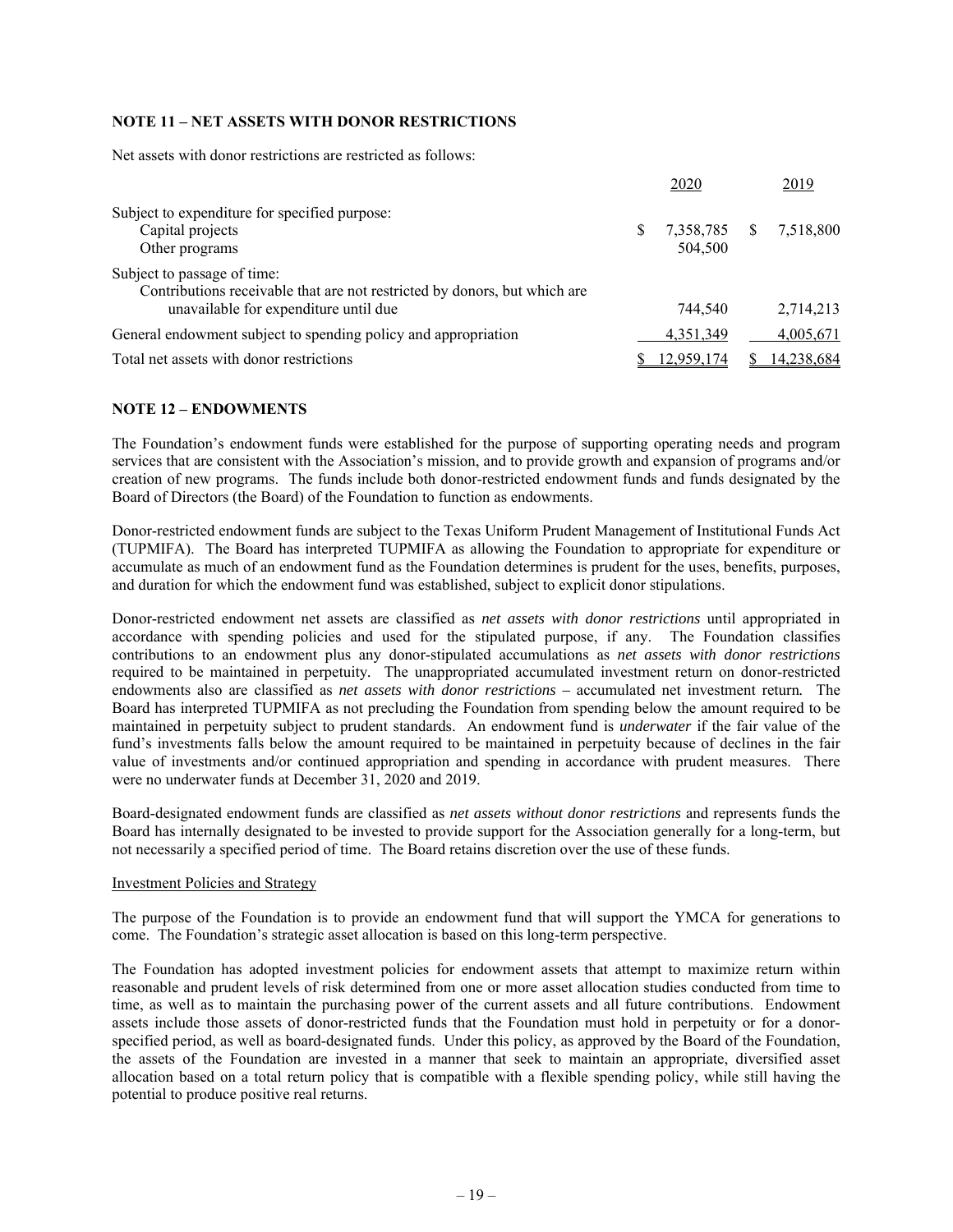## NOTE 11 – NET ASSETS WITH DONOR RESTRICTIONS

Net assets with donor restrictions are restricted as follows:

| | 2020 | 2019 |
|---|---|---|
| Subject to expenditure for specified purpose: | | |
| Capital projects | $ 7,358,785 | $ 7,518,800 |
| Other programs | 504,500 | |
| Subject to passage of time: | | |
| Contributions receivable that are not restricted by donors, but which are unavailable for expenditure until due | 744,540 | 2,714,213 |
| General endowment subject to spending policy and appropriation | 4,351,349 | 4,005,671 |
| Total net assets with donor restrictions | $ 12,959,174 | $ 14,238,684 |

## NOTE 12 – ENDOWMENTS

The Foundation's endowment funds were established for the purpose of supporting operating needs and program services that are consistent with the Association's mission, and to provide growth and expansion of programs and/or creation of new programs. The funds include both donor-restricted endowment funds and funds designated by the Board of Directors (the Board) of the Foundation to function as endowments.

Donor-restricted endowment funds are subject to the Texas Uniform Prudent Management of Institutional Funds Act (TUPMIFA). The Board has interpreted TUPMIFA as allowing the Foundation to appropriate for expenditure or accumulate as much of an endowment fund as the Foundation determines is prudent for the uses, benefits, purposes, and duration for which the endowment fund was established, subject to explicit donor stipulations.

Donor-restricted endowment net assets are classified as *net assets with donor restrictions* until appropriated in accordance with spending policies and used for the stipulated purpose, if any. The Foundation classifies contributions to an endowment plus any donor-stipulated accumulations as *net assets with donor restrictions* required to be maintained in perpetuity. The unappropriated accumulated investment return on donor-restricted endowments also are classified as *net assets with donor restrictions* – accumulated net investment return*.* The Board has interpreted TUPMIFA as not precluding the Foundation from spending below the amount required to be maintained in perpetuity subject to prudent standards. An endowment fund is *underwater* if the fair value of the fund's investments falls below the amount required to be maintained in perpetuity because of declines in the fair value of investments and/or continued appropriation and spending in accordance with prudent measures. There were no underwater funds at December 31, 2020 and 2019.

Board-designated endowment funds are classified as *net assets without donor restrictions* and represents funds the Board has internally designated to be invested to provide support for the Association generally for a long-term, but not necessarily a specified period of time. The Board retains discretion over the use of these funds.

Investment Policies and Strategy

The purpose of the Foundation is to provide an endowment fund that will support the YMCA for generations to come. The Foundation's strategic asset allocation is based on this long-term perspective.

The Foundation has adopted investment policies for endowment assets that attempt to maximize return within reasonable and prudent levels of risk determined from one or more asset allocation studies conducted from time to time, as well as to maintain the purchasing power of the current assets and all future contributions. Endowment assets include those assets of donor-restricted funds that the Foundation must hold in perpetuity or for a donor-specified period, as well as board-designated funds. Under this policy, as approved by the Board of the Foundation, the assets of the Foundation are invested in a manner that seek to maintain an appropriate, diversified asset allocation based on a total return policy that is compatible with a flexible spending policy, while still having the potential to produce positive real returns.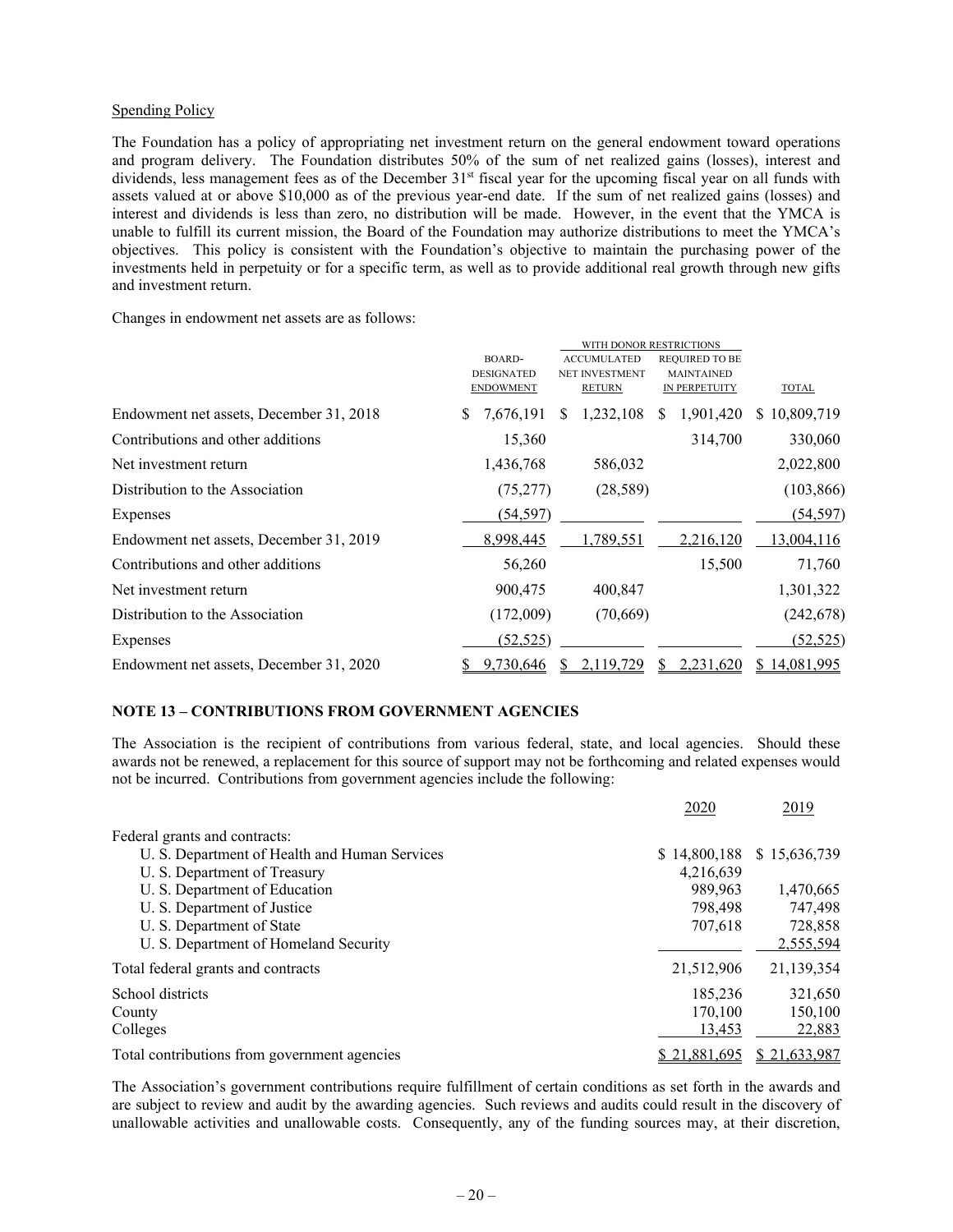Spending Policy

The Foundation has a policy of appropriating net investment return on the general endowment toward operations and program delivery. The Foundation distributes 50% of the sum of net realized gains (losses), interest and dividends, less management fees as of the December 31st fiscal year for the upcoming fiscal year on all funds with assets valued at or above $10,000 as of the previous year-end date. If the sum of net realized gains (losses) and interest and dividends is less than zero, no distribution will be made. However, in the event that the YMCA is unable to fulfill its current mission, the Board of the Foundation may authorize distributions to meet the YMCA's objectives. This policy is consistent with the Foundation's objective to maintain the purchasing power of the investments held in perpetuity or for a specific term, as well as to provide additional real growth through new gifts and investment return.

Changes in endowment net assets are as follows:

| | | WITH DONOR RESTRICTIONS | | |
|---|---|---|---|---|
| | BOARD-DESIGNATED ENDOWMENT | ACCUMULATED NET INVESTMENT RETURN | REQUIRED TO BE MAINTAINED IN PERPETUITY | TOTAL |
| Endowment net assets, December 31, 2018 | $ 7,676,191 | $ 1,232,108 | $ 1,901,420 | $ 10,809,719 |
| Contributions and other additions | 15,360 | | 314,700 | 330,060 |
| Net investment return | 1,436,768 | 586,032 | | 2,022,800 |
| Distribution to the Association | (75,277) | (28,589) | | (103,866) |
| Expenses | (54,597) | | | (54,597) |
| Endowment net assets, December 31, 2019 | 8,998,445 | 1,789,551 | 2,216,120 | 13,004,116 |
| Contributions and other additions | 56,260 | | 15,500 | 71,760 |
| Net investment return | 900,475 | 400,847 | | 1,301,322 |
| Distribution to the Association | (172,009) | (70,669) | | (242,678) |
| Expenses | (52,525) | | | (52,525) |
| Endowment net assets, December 31, 2020 | $ 9,730,646 | $ 2,119,729 | $ 2,231,620 | $ 14,081,995 |

## NOTE 13 – CONTRIBUTIONS FROM GOVERNMENT AGENCIES

The Association is the recipient of contributions from various federal, state, and local agencies. Should these awards not be renewed, a replacement for this source of support may not be forthcoming and related expenses would not be incurred. Contributions from government agencies include the following:

| | 2020 | 2019 |
|---|---|---|
| Federal grants and contracts: | | |
| U. S. Department of Health and Human Services | $ 14,800,188 | $ 15,636,739 |
| U. S. Department of Treasury | 4,216,639 | |
| U. S. Department of Education | 989,963 | 1,470,665 |
| U. S. Department of Justice | 798,498 | 747,498 |
| U. S. Department of State | 707,618 | 728,858 |
| U. S. Department of Homeland Security | | 2,555,594 |
| Total federal grants and contracts | 21,512,906 | 21,139,354 |
| School districts | 185,236 | 321,650 |
| County | 170,100 | 150,100 |
| Colleges | 13,453 | 22,883 |
| Total contributions from government agencies | $ 21,881,695 | $ 21,633,987 |

The Association's government contributions require fulfillment of certain conditions as set forth in the awards and are subject to review and audit by the awarding agencies. Such reviews and audits could result in the discovery of unallowable activities and unallowable costs. Consequently, any of the funding sources may, at their discretion,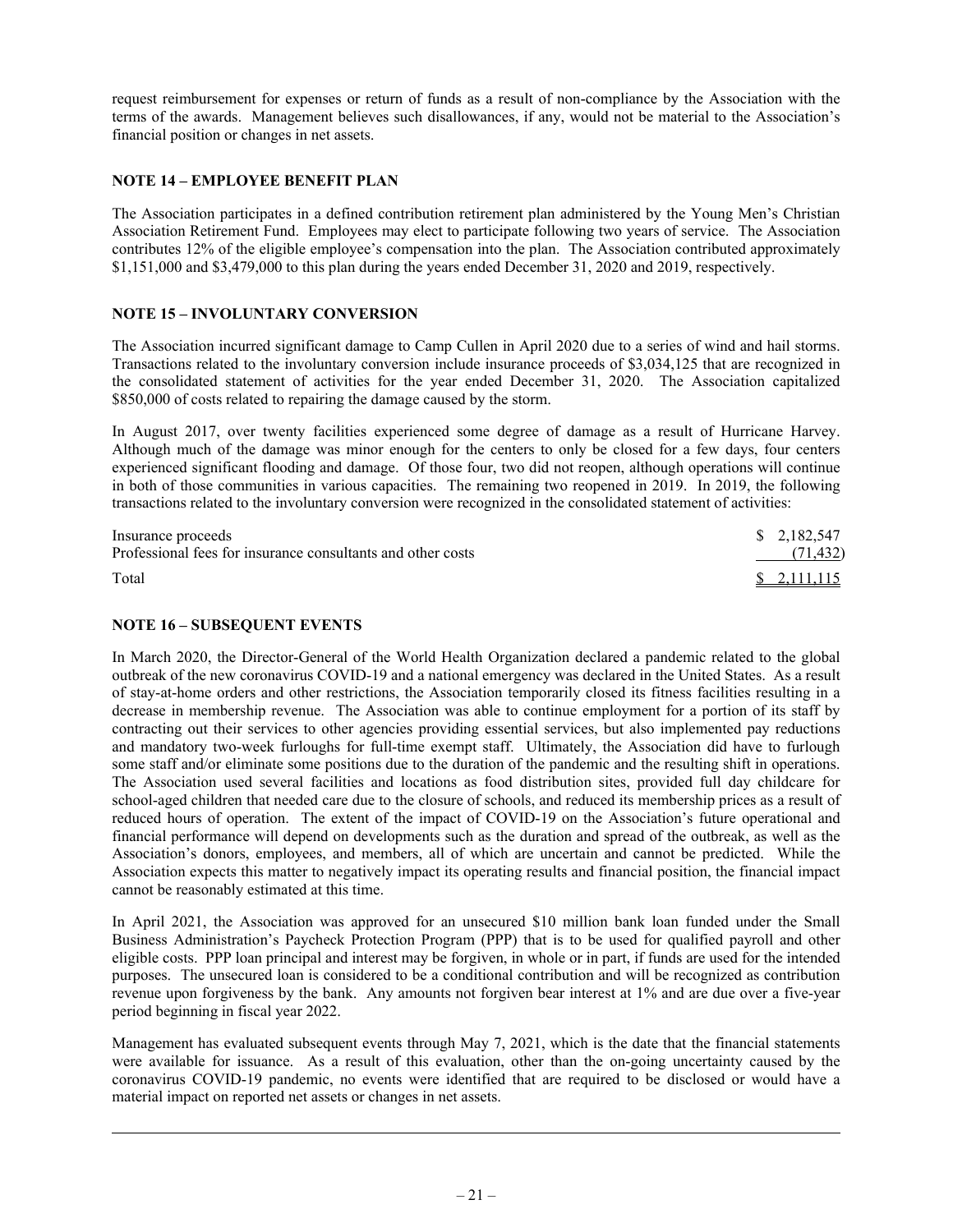request reimbursement for expenses or return of funds as a result of non-compliance by the Association with the terms of the awards. Management believes such disallowances, if any, would not be material to the Association's financial position or changes in net assets.

## NOTE 14 – EMPLOYEE BENEFIT PLAN

The Association participates in a defined contribution retirement plan administered by the Young Men's Christian Association Retirement Fund. Employees may elect to participate following two years of service. The Association contributes 12% of the eligible employee's compensation into the plan. The Association contributed approximately $1,151,000 and $3,479,000 to this plan during the years ended December 31, 2020 and 2019, respectively.

## NOTE 15 – INVOLUNTARY CONVERSION

The Association incurred significant damage to Camp Cullen in April 2020 due to a series of wind and hail storms. Transactions related to the involuntary conversion include insurance proceeds of $3,034,125 that are recognized in the consolidated statement of activities for the year ended December 31, 2020. The Association capitalized $850,000 of costs related to repairing the damage caused by the storm.

In August 2017, over twenty facilities experienced some degree of damage as a result of Hurricane Harvey. Although much of the damage was minor enough for the centers to only be closed for a few days, four centers experienced significant flooding and damage. Of those four, two did not reopen, although operations will continue in both of those communities in various capacities. The remaining two reopened in 2019. In 2019, the following transactions related to the involuntary conversion were recognized in the consolidated statement of activities:

| | |
|---|---|
| Insurance proceeds | $ 2,182,547 |
| Professional fees for insurance consultants and other costs | (71,432) |
| Total | $ 2,111,115 |

## NOTE 16 – SUBSEQUENT EVENTS

In March 2020, the Director-General of the World Health Organization declared a pandemic related to the global outbreak of the new coronavirus COVID-19 and a national emergency was declared in the United States. As a result of stay-at-home orders and other restrictions, the Association temporarily closed its fitness facilities resulting in a decrease in membership revenue. The Association was able to continue employment for a portion of its staff by contracting out their services to other agencies providing essential services, but also implemented pay reductions and mandatory two-week furloughs for full-time exempt staff. Ultimately, the Association did have to furlough some staff and/or eliminate some positions due to the duration of the pandemic and the resulting shift in operations. The Association used several facilities and locations as food distribution sites, provided full day childcare for school-aged children that needed care due to the closure of schools, and reduced its membership prices as a result of reduced hours of operation. The extent of the impact of COVID-19 on the Association's future operational and financial performance will depend on developments such as the duration and spread of the outbreak, as well as the Association's donors, employees, and members, all of which are uncertain and cannot be predicted. While the Association expects this matter to negatively impact its operating results and financial position, the financial impact cannot be reasonably estimated at this time.

In April 2021, the Association was approved for an unsecured $10 million bank loan funded under the Small Business Administration's Paycheck Protection Program (PPP) that is to be used for qualified payroll and other eligible costs. PPP loan principal and interest may be forgiven, in whole or in part, if funds are used for the intended purposes. The unsecured loan is considered to be a conditional contribution and will be recognized as contribution revenue upon forgiveness by the bank. Any amounts not forgiven bear interest at 1% and are due over a five-year period beginning in fiscal year 2022.

Management has evaluated subsequent events through May 7, 2021, which is the date that the financial statements were available for issuance. As a result of this evaluation, other than the on-going uncertainty caused by the coronavirus COVID-19 pandemic, no events were identified that are required to be disclosed or would have a material impact on reported net assets or changes in net assets.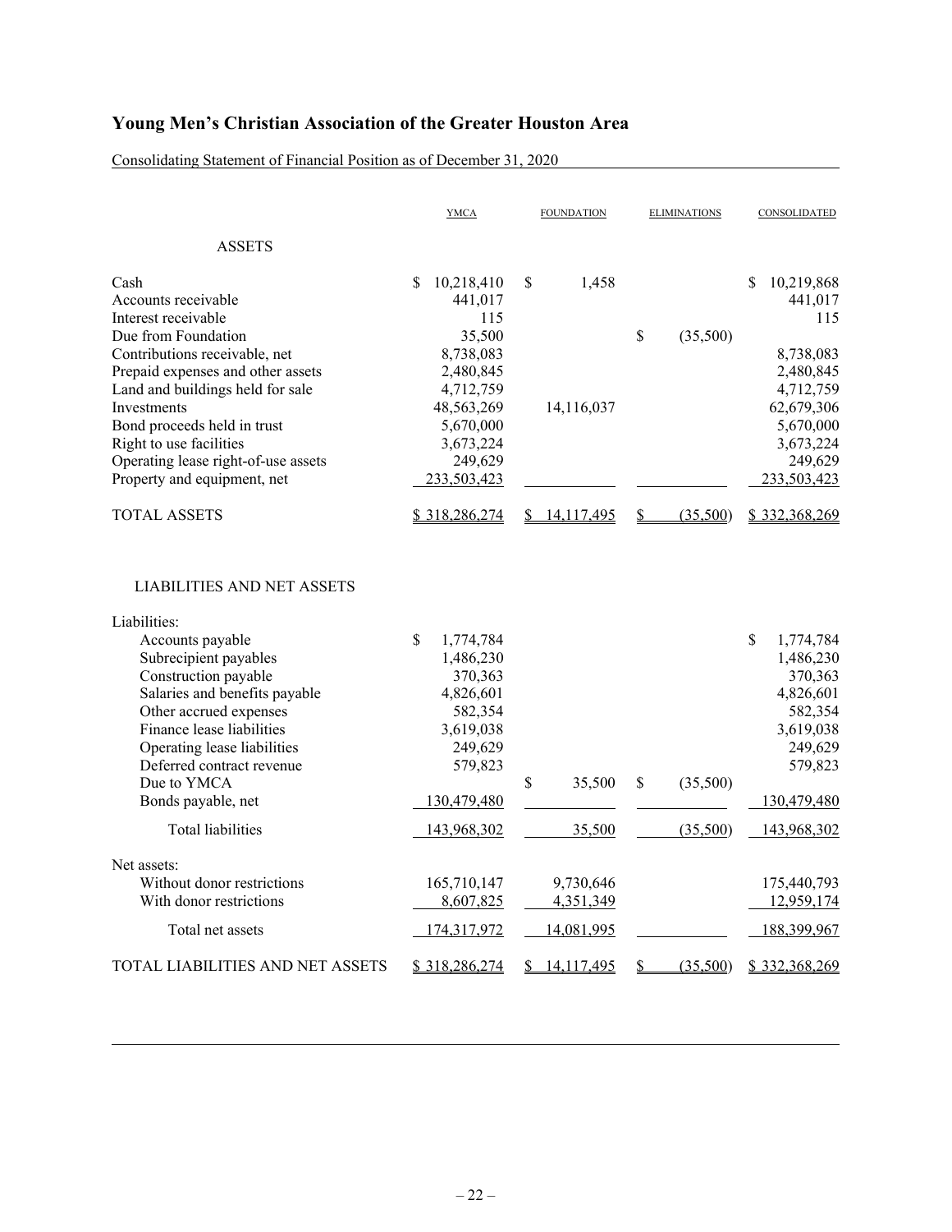# Young Men's Christian Association of the Greater Houston Area

Consolidating Statement of Financial Position as of December 31, 2020

| | YMCA | FOUNDATION | ELIMINATIONS | CONSOLIDATED |
|---|---|---|---|---|
| **ASSETS** | | | | |
| Cash | $ 10,218,410 | $ 1,458 | | $ 10,219,868 |
| Accounts receivable | 441,017 | | | 441,017 |
| Interest receivable | 115 | | | 115 |
| Due from Foundation | 35,500 | | $ (35,500) | |
| Contributions receivable, net | 8,738,083 | | | 8,738,083 |
| Prepaid expenses and other assets | 2,480,845 | | | 2,480,845 |
| Land and buildings held for sale | 4,712,759 | | | 4,712,759 |
| Investments | 48,563,269 | 14,116,037 | | 62,679,306 |
| Bond proceeds held in trust | 5,670,000 | | | 5,670,000 |
| Right to use facilities | 3,673,224 | | | 3,673,224 |
| Operating lease right-of-use assets | 249,629 | | | 249,629 |
| Property and equipment, net | 233,503,423 | | | 233,503,423 |
| TOTAL ASSETS | $ 318,286,274 | $ 14,117,495 | $ (35,500) | $ 332,368,269 |
| **LIABILITIES AND NET ASSETS** | | | | |
| Liabilities: | | | | |
| Accounts payable | $ 1,774,784 | | | $ 1,774,784 |
| Subrecipient payables | 1,486,230 | | | 1,486,230 |
| Construction payable | 370,363 | | | 370,363 |
| Salaries and benefits payable | 4,826,601 | | | 4,826,601 |
| Other accrued expenses | 582,354 | | | 582,354 |
| Finance lease liabilities | 3,619,038 | | | 3,619,038 |
| Operating lease liabilities | 249,629 | | | 249,629 |
| Deferred contract revenue | 579,823 | | | 579,823 |
| Due to YMCA | | $ 35,500 | $ (35,500) | |
| Bonds payable, net | 130,479,480 | | | 130,479,480 |
| Total liabilities | 143,968,302 | 35,500 | (35,500) | 143,968,302 |
| Net assets: | | | | |
| Without donor restrictions | 165,710,147 | 9,730,646 | | 175,440,793 |
| With donor restrictions | 8,607,825 | 4,351,349 | | 12,959,174 |
| Total net assets | 174,317,972 | 14,081,995 | | 188,399,967 |
| TOTAL LIABILITIES AND NET ASSETS | $ 318,286,274 | $ 14,117,495 | $ (35,500) | $ 332,368,269 |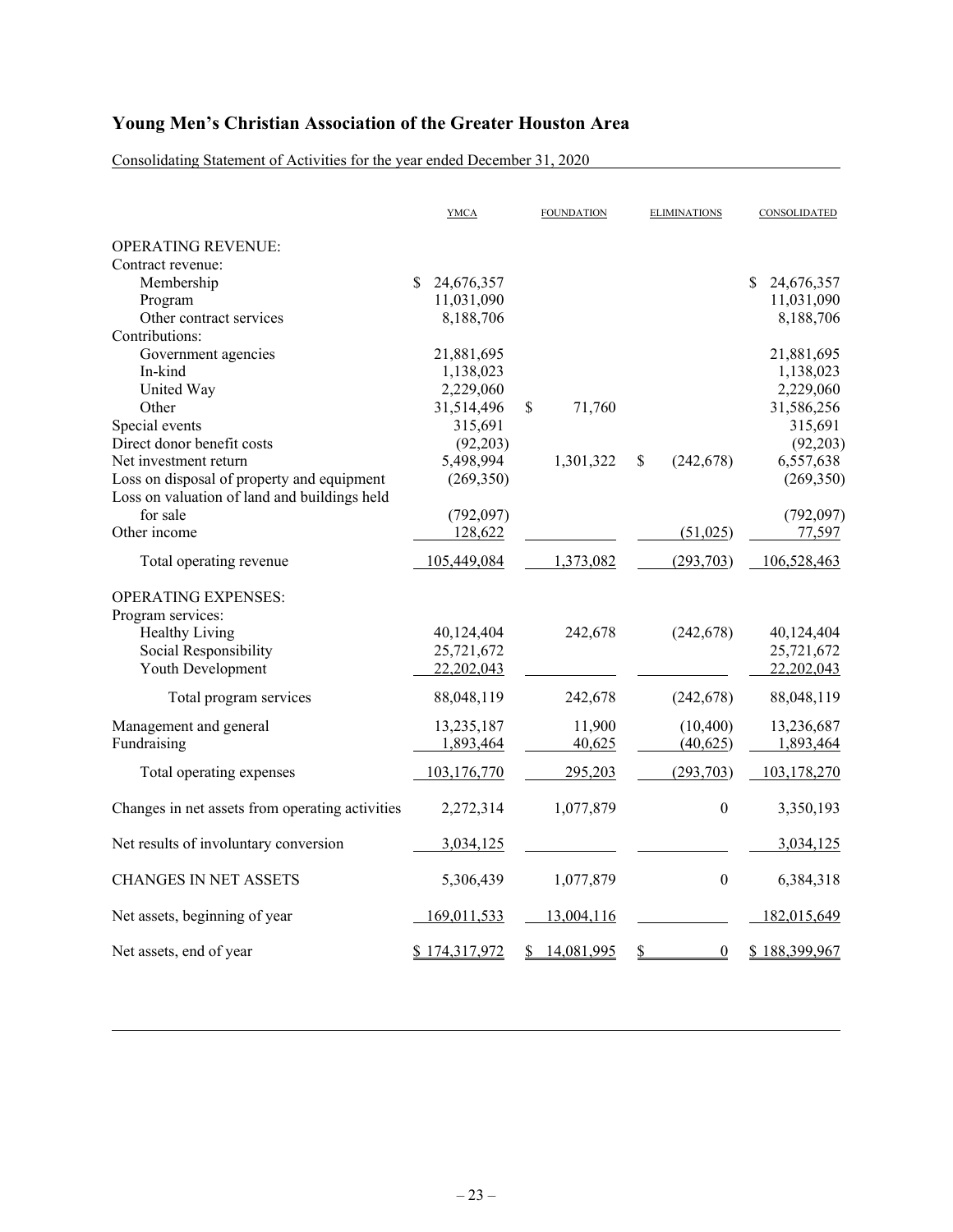# Young Men's Christian Association of the Greater Houston Area

Consolidating Statement of Activities for the year ended December 31, 2020

| | YMCA | FOUNDATION | ELIMINATIONS | CONSOLIDATED |
|---|---|---|---|---|
| OPERATING REVENUE: | | | | |
| Contract revenue: | | | | |
| Membership | $ 24,676,357 | | | $ 24,676,357 |
| Program | 11,031,090 | | | 11,031,090 |
| Other contract services | 8,188,706 | | | 8,188,706 |
| Contributions: | | | | |
| Government agencies | 21,881,695 | | | 21,881,695 |
| In-kind | 1,138,023 | | | 1,138,023 |
| United Way | 2,229,060 | | | 2,229,060 |
| Other | 31,514,496 | $ 71,760 | | 31,586,256 |
| Special events | 315,691 | | | 315,691 |
| Direct donor benefit costs | (92,203) | | | (92,203) |
| Net investment return | 5,498,994 | 1,301,322 | $ (242,678) | 6,557,638 |
| Loss on disposal of property and equipment | (269,350) | | | (269,350) |
| Loss on valuation of land and buildings held for sale | (792,097) | | | (792,097) |
| Other income | 128,622 | | (51,025) | 77,597 |
| Total operating revenue | 105,449,084 | 1,373,082 | (293,703) | 106,528,463 |
| OPERATING EXPENSES: | | | | |
| Program services: | | | | |
| Healthy Living | 40,124,404 | 242,678 | (242,678) | 40,124,404 |
| Social Responsibility | 25,721,672 | | | 25,721,672 |
| Youth Development | 22,202,043 | | | 22,202,043 |
| Total program services | 88,048,119 | 242,678 | (242,678) | 88,048,119 |
| Management and general | 13,235,187 | 11,900 | (10,400) | 13,236,687 |
| Fundraising | 1,893,464 | 40,625 | (40,625) | 1,893,464 |
| Total operating expenses | 103,176,770 | 295,203 | (293,703) | 103,178,270 |
| Changes in net assets from operating activities | 2,272,314 | 1,077,879 | 0 | 3,350,193 |
| Net results of involuntary conversion | 3,034,125 | | | 3,034,125 |
| CHANGES IN NET ASSETS | 5,306,439 | 1,077,879 | 0 | 6,384,318 |
| Net assets, beginning of year | 169,011,533 | 13,004,116 | | 182,015,649 |
| Net assets, end of year | $ 174,317,972 | $ 14,081,995 | $ 0 | $ 188,399,967 |